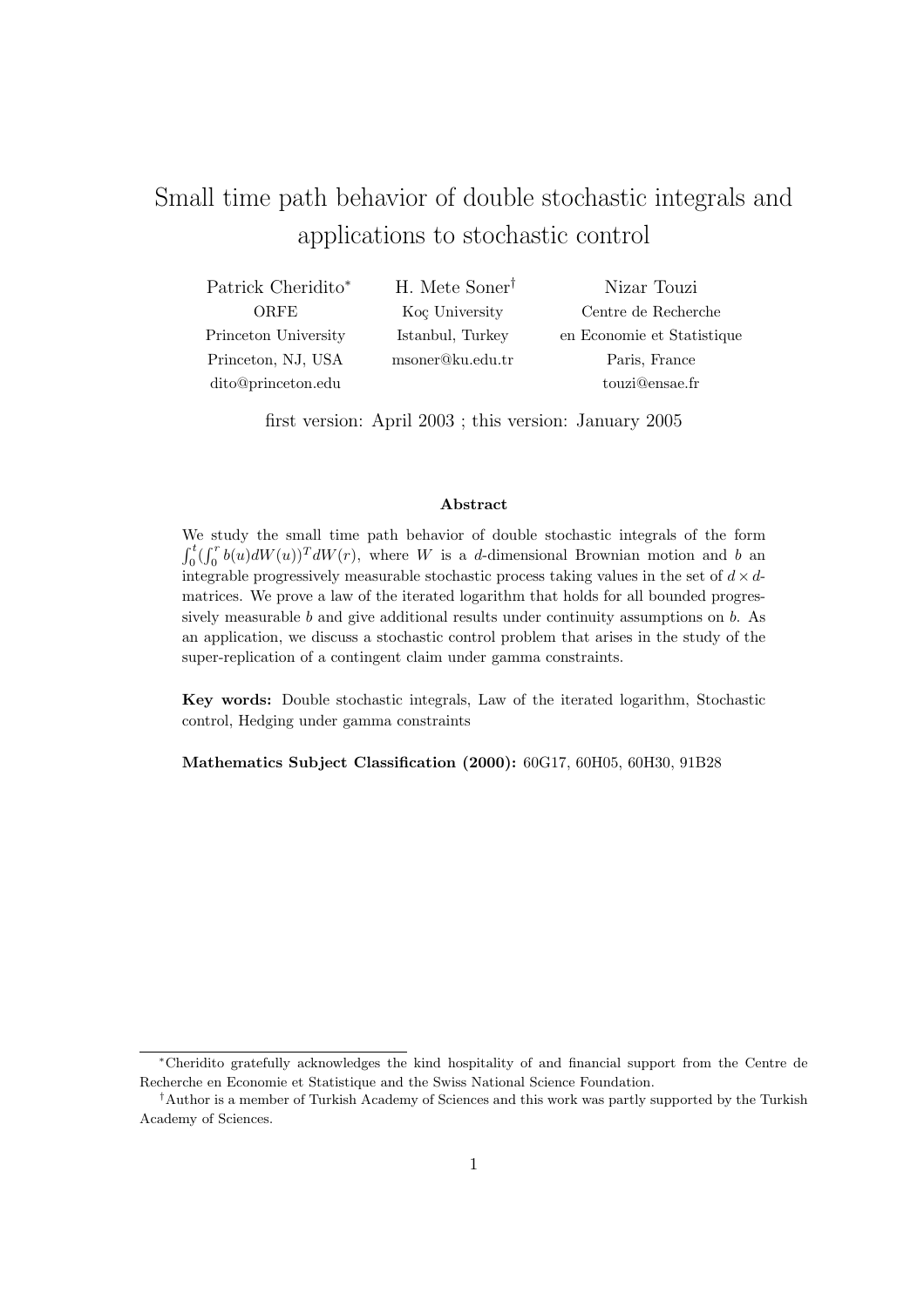# Small time path behavior of double stochastic integrals and applications to stochastic control

Patrick Cheridito[*]
ORFE
Princeton University
Princeton, NJ, USA
dito@princeton.edu

H. Mete Soner[†]
Koç University
Istanbul, Turkey
msoner@ku.edu.tr

Nizar Touzi
Centre de Recherche
en Economie et Statistique
Paris, France
touzi@ensae.fr

first version: April 2003 ; this version: January 2005

### Abstract

We study the small time path behavior of double stochastic integrals of the form $\int_0^t (\int_0^r b(u)dW(u))^T dW(r)$, where $W$ is a $d$-dimensional Brownian motion and $b$ an integrable progressively measurable stochastic process taking values in the set of $d \times d$-matrices. We prove a law of the iterated logarithm that holds for all bounded progressively measurable $b$ and give additional results under continuity assumptions on $b$. As an application, we discuss a stochastic control problem that arises in the study of the super-replication of a contingent claim under gamma constraints.

**Key words:** Double stochastic integrals, Law of the iterated logarithm, Stochastic control, Hedging under gamma constraints

**Mathematics Subject Classification (2000):** 60G17, 60H05, 60H30, 91B28

---

[*] Cheridito gratefully acknowledges the kind hospitality of and financial support from the Centre de Recherche en Economie et Statistique and the Swiss National Science Foundation.

[†] Author is a member of Turkish Academy of Sciences and this work was partly supported by the Turkish Academy of Sciences.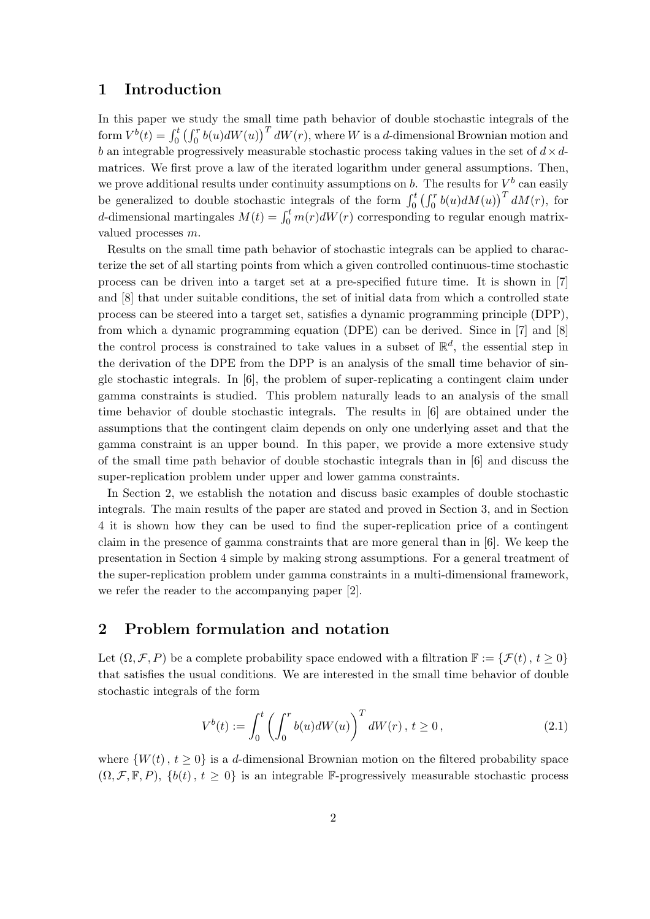## 1 Introduction

In this paper we study the small time path behavior of double stochastic integrals of the form $V^b(t) = \int_0^t \left(\int_0^r b(u)dW(u)\right)^T dW(r)$, where $W$ is a $d$-dimensional Brownian motion and $b$ an integrable progressively measurable stochastic process taking values in the set of $d \times d$-matrices. We first prove a law of the iterated logarithm under general assumptions. Then, we prove additional results under continuity assumptions on $b$. The results for $V^b$ can easily be generalized to double stochastic integrals of the form $\int_0^t \left(\int_0^r b(u)dM(u)\right)^T dM(r)$, for $d$-dimensional martingales $M(t) = \int_0^t m(r)dW(r)$ corresponding to regular enough matrix-valued processes $m$.

Results on the small time path behavior of stochastic integrals can be applied to characterize the set of all starting points from which a given controlled continuous-time stochastic process can be driven into a target set at a pre-specified future time. It is shown in [7] and [8] that under suitable conditions, the set of initial data from which a controlled state process can be steered into a target set, satisfies a dynamic programming principle (DPP), from which a dynamic programming equation (DPE) can be derived. Since in [7] and [8] the control process is constrained to take values in a subset of $\mathbb{R}^d$, the essential step in the derivation of the DPE from the DPP is an analysis of the small time behavior of single stochastic integrals. In [6], the problem of super-replicating a contingent claim under gamma constraints is studied. This problem naturally leads to an analysis of the small time behavior of double stochastic integrals. The results in [6] are obtained under the assumptions that the contingent claim depends on only one underlying asset and that the gamma constraint is an upper bound. In this paper, we provide a more extensive study of the small time path behavior of double stochastic integrals than in [6] and discuss the super-replication problem under upper and lower gamma constraints.

In Section 2, we establish the notation and discuss basic examples of double stochastic integrals. The main results of the paper are stated and proved in Section 3, and in Section 4 it is shown how they can be used to find the super-replication price of a contingent claim in the presence of gamma constraints that are more general than in [6]. We keep the presentation in Section 4 simple by making strong assumptions. For a general treatment of the super-replication problem under gamma constraints in a multi-dimensional framework, we refer the reader to the accompanying paper [2].

## 2 Problem formulation and notation

Let $(\Omega, \mathcal{F}, P)$ be a complete probability space endowed with a filtration $\mathbb{F} := \{\mathcal{F}(t)\,,\, t \geq 0\}$ that satisfies the usual conditions. We are interested in the small time behavior of double stochastic integrals of the form

$$V^b(t) := \int_0^t \left(\int_0^r b(u)dW(u)\right)^T dW(r)\,,\, t \geq 0\,, \tag{2.1}$$

where $\{W(t)\,,\, t \geq 0\}$ is a $d$-dimensional Brownian motion on the filtered probability space $(\Omega, \mathcal{F}, \mathbb{F}, P)$, $\{b(t)\,,\, t \geq 0\}$ is an integrable $\mathbb{F}$-progressively measurable stochastic process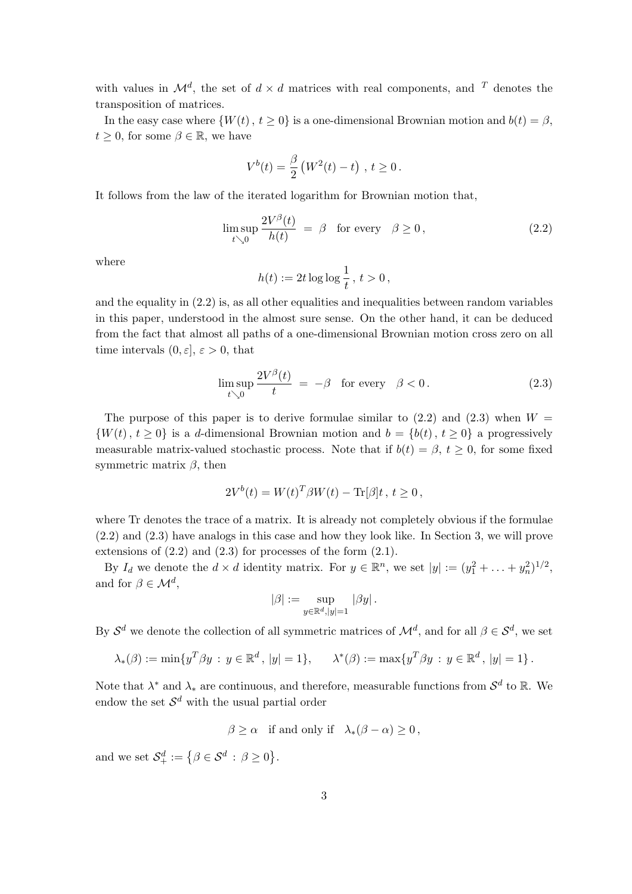with values in $\mathcal{M}^d$, the set of $d \times d$ matrices with real components, and $^T$ denotes the transposition of matrices.

In the easy case where $\{W(t)\,,\, t \geq 0\}$ is a one-dimensional Brownian motion and $b(t) = \beta$, $t \geq 0$, for some $\beta \in \mathbb{R}$, we have

$$V^b(t) = \frac{\beta}{2}\left(W^2(t) - t\right)\,,\, t \geq 0\,.$$

It follows from the law of the iterated logarithm for Brownian motion that,

$$\limsup_{t \searrow 0} \frac{2V^\beta(t)}{h(t)} \;=\; \beta \quad \text{for every} \quad \beta \geq 0\,, \tag{2.2}$$

where

$$h(t) := 2t \log\log\frac{1}{t}\,,\, t > 0\,,$$

and the equality in (2.2) is, as all other equalities and inequalities between random variables in this paper, understood in the almost sure sense. On the other hand, it can be deduced from the fact that almost all paths of a one-dimensional Brownian motion cross zero on all time intervals $(0, \varepsilon]$, $\varepsilon > 0$, that

$$\limsup_{t \searrow 0} \frac{2V^\beta(t)}{t} \;=\; -\beta \quad \text{for every} \quad \beta < 0\,. \tag{2.3}$$

The purpose of this paper is to derive formulae similar to (2.2) and (2.3) when $W = \{W(t)\,,\, t \geq 0\}$ is a $d$-dimensional Brownian motion and $b = \{b(t)\,,\, t \geq 0\}$ a progressively measurable matrix-valued stochastic process. Note that if $b(t) = \beta$, $t \geq 0$, for some fixed symmetric matrix $\beta$, then

$$2V^b(t) = W(t)^T \beta W(t) - \mathrm{Tr}[\beta]t\,,\, t \geq 0\,,$$

where Tr denotes the trace of a matrix. It is already not completely obvious if the formulae (2.2) and (2.3) have analogs in this case and how they look like. In Section 3, we will prove extensions of (2.2) and (2.3) for processes of the form (2.1).

By $I_d$ we denote the $d \times d$ identity matrix. For $y \in \mathbb{R}^n$, we set $|y| := (y_1^2 + \ldots + y_n^2)^{1/2}$, and for $\beta \in \mathcal{M}^d$,

$$|\beta| := \sup_{y \in \mathbb{R}^d, |y|=1} |\beta y|\,.$$

By $\mathcal{S}^d$ we denote the collection of all symmetric matrices of $\mathcal{M}^d$, and for all $\beta \in \mathcal{S}^d$, we set

$$\lambda_*(\beta) := \min\{y^T \beta y \,:\, y \in \mathbb{R}^d\,,\, |y| = 1\}, \qquad \lambda^*(\beta) := \max\{y^T \beta y \,:\, y \in \mathbb{R}^d\,,\, |y| = 1\}\,.$$

Note that $\lambda^*$ and $\lambda_*$ are continuous, and therefore, measurable functions from $\mathcal{S}^d$ to $\mathbb{R}$. We endow the set $\mathcal{S}^d$ with the usual partial order

$$\beta \geq \alpha \quad \text{if and only if} \quad \lambda_*(\beta - \alpha) \geq 0\,,$$

and we set $\mathcal{S}^d_+ := \left\{\beta \in \mathcal{S}^d \,:\, \beta \geq 0\right\}$.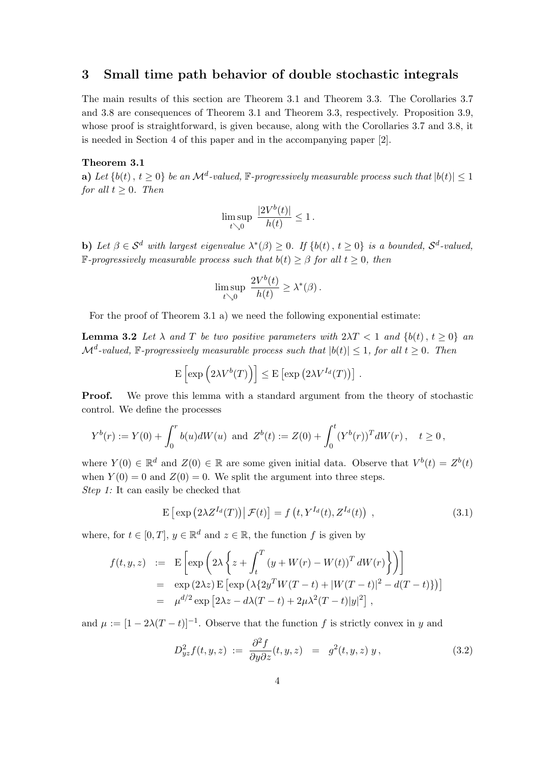## 3 Small time path behavior of double stochastic integrals

The main results of this section are Theorem 3.1 and Theorem 3.3. The Corollaries 3.7 and 3.8 are consequences of Theorem 3.1 and Theorem 3.3, respectively. Proposition 3.9, whose proof is straightforward, is given because, along with the Corollaries 3.7 and 3.8, it is needed in Section 4 of this paper and in the accompanying paper [2].

**Theorem 3.1**

**a)** *Let $\{b(t)\,,\, t \geq 0\}$ be an $\mathcal{M}^d$-valued, $\mathbb{F}$-progressively measurable process such that $|b(t)| \leq 1$ for all $t \geq 0$. Then*

$$\limsup_{t \searrow 0} \; \frac{|2V^b(t)|}{h(t)} \leq 1\,.$$

**b)** *Let $\beta \in \mathcal{S}^d$ with largest eigenvalue $\lambda^*(\beta) \geq 0$. If $\{b(t)\,,\, t \geq 0\}$ is a bounded, $\mathcal{S}^d$-valued, $\mathbb{F}$-progressively measurable process such that $b(t) \geq \beta$ for all $t \geq 0$, then*

$$\limsup_{t \searrow 0} \; \frac{2V^b(t)}{h(t)} \geq \lambda^*(\beta)\,.$$

For the proof of Theorem 3.1 a) we need the following exponential estimate:

**Lemma 3.2** *Let $\lambda$ and $T$ be two positive parameters with $2\lambda T < 1$ and $\{b(t)\,,\, t \geq 0\}$ an $\mathcal{M}^d$-valued, $\mathbb{F}$-progressively measurable process such that $|b(t)| \leq 1$, for all $t \geq 0$. Then*

$$\mathrm{E}\left[\exp\left(2\lambda V^b(T)\right)\right] \leq \mathrm{E}\left[\exp\left(2\lambda V^{I_d}(T)\right)\right]\,.$$

**Proof.** We prove this lemma with a standard argument from the theory of stochastic control. We define the processes

$$Y^b(r) := Y(0) + \int_0^r b(u)dW(u) \;\text{ and }\; Z^b(t) := Z(0) + \int_0^t (Y^b(r))^T dW(r)\,, \quad t \geq 0\,,$$

where $Y(0) \in \mathbb{R}^d$ and $Z(0) \in \mathbb{R}$ are some given initial data. Observe that $V^b(t) = Z^b(t)$ when $Y(0) = 0$ and $Z(0) = 0$. We split the argument into three steps.

*Step 1:* It can easily be checked that

$$\mathrm{E}\left[\exp\left(2\lambda Z^{I_d}(T)\right)\middle|\, \mathcal{F}(t)\right] = f\left(t, Y^{I_d}(t), Z^{I_d}(t)\right)\,, \tag{3.1}$$

where, for $t \in [0, T]$, $y \in \mathbb{R}^d$ and $z \in \mathbb{R}$, the function $f$ is given by

$$\begin{aligned}
f(t,y,z) \;&:=\; \mathrm{E}\left[\exp\left(2\lambda\left\{z + \int_t^T (y + W(r) - W(t))^T\, dW(r)\right\}\right)\right] \\
&=\; \exp(2\lambda z)\, \mathrm{E}\left[\exp\left(\lambda\{2y^T W(T-t) + |W(T-t)|^2 - d(T-t)\}\right)\right] \\
&=\; \mu^{d/2} \exp\left[2\lambda z - d\lambda(T-t) + 2\mu\lambda^2(T-t)|y|^2\right]\,,
\end{aligned}$$

and $\mu := [1 - 2\lambda(T-t)]^{-1}$. Observe that the function $f$ is strictly convex in $y$ and

$$D^2_{yz} f(t,y,z) \;:=\; \frac{\partial^2 f}{\partial y \partial z}(t,y,z) \;\;=\;\; g^2(t,y,z)\, y\,, \tag{3.2}$$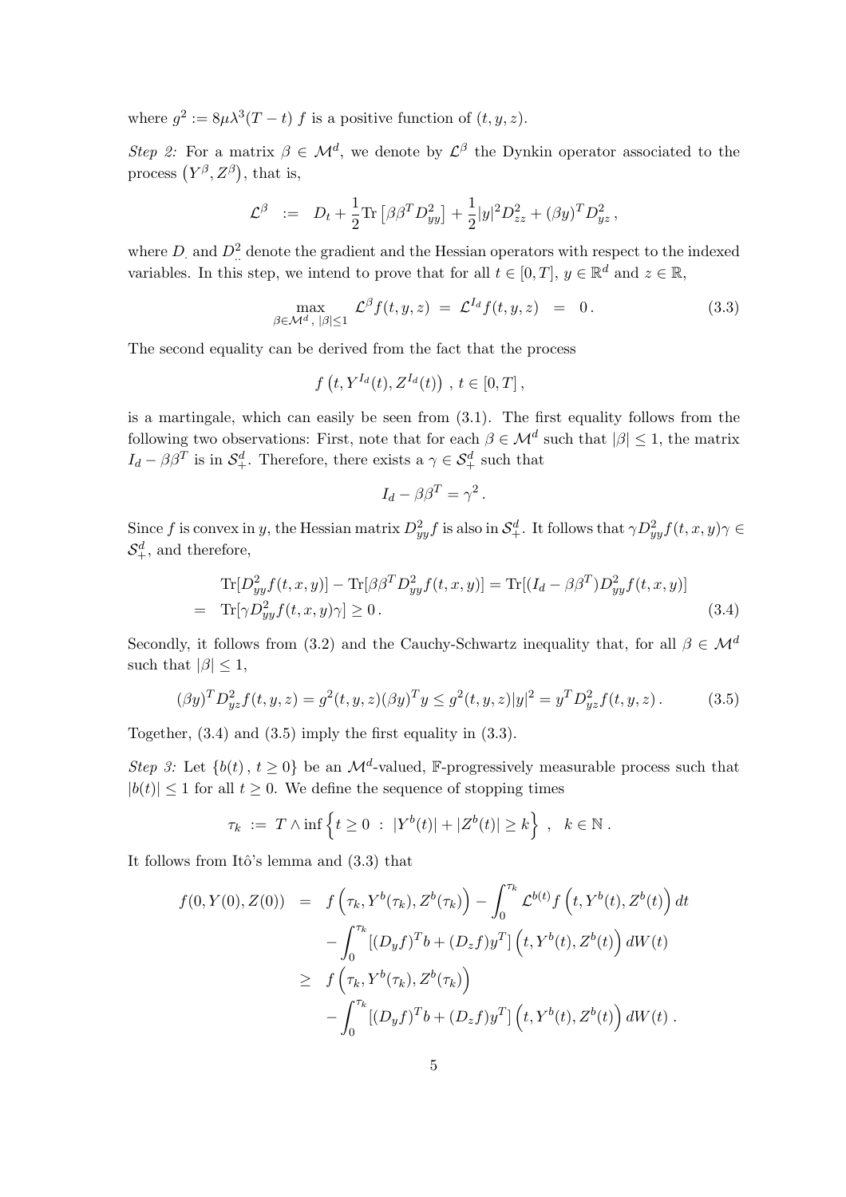where $g^2 := 8\mu\lambda^3(T-t)\, f$ is a positive function of $(t,y,z)$.

*Step 2:* For a matrix $\beta \in \mathcal{M}^d$, we denote by $\mathcal{L}^\beta$ the Dynkin operator associated to the process $\left(Y^\beta, Z^\beta\right)$, that is,

$$\mathcal{L}^\beta \;:=\; D_t + \frac{1}{2}\mathrm{Tr}\left[\beta\beta^T D^2_{yy}\right] + \frac{1}{2}|y|^2 D^2_{zz} + (\beta y)^T D^2_{yz}\,,$$

where $D_\cdot$ and $D^2_{\cdot\cdot}$ denote the gradient and the Hessian operators with respect to the indexed variables. In this step, we intend to prove that for all $t\in[0,T]$, $y\in\mathbb{R}^d$ and $z\in\mathbb{R}$,

$$\max_{\beta\in\mathcal{M}^d\,,\,|\beta|\le 1} \;\mathcal{L}^\beta f(t,y,z) \;=\; \mathcal{L}^{I_d} f(t,y,z) \;\;=\;\; 0\,. \tag{3.3}$$

The second equality can be derived from the fact that the process

$$f\left(t, Y^{I_d}(t), Z^{I_d}(t)\right)\,,\; t\in[0,T]\,,$$

is a martingale, which can easily be seen from (3.1). The first equality follows from the following two observations: First, note that for each $\beta\in\mathcal{M}^d$ such that $|\beta|\le 1$, the matrix $I_d-\beta\beta^T$ is in $\mathcal{S}^d_+$. Therefore, there exists a $\gamma\in\mathcal{S}^d_+$ such that

$$I_d-\beta\beta^T=\gamma^2\,.$$

Since $f$ is convex in $y$, the Hessian matrix $D^2_{yy}f$ is also in $\mathcal{S}^d_+$. It follows that $\gamma D^2_{yy}f(t,x,y)\gamma\in\mathcal{S}^d_+$, and therefore,

$$\begin{aligned}
&\mathrm{Tr}[D^2_{yy}f(t,x,y)] - \mathrm{Tr}[\beta\beta^T D^2_{yy}f(t,x,y)] = \mathrm{Tr}[(I_d-\beta\beta^T)D^2_{yy}f(t,x,y)]\\
=\;& \mathrm{Tr}[\gamma D^2_{yy}f(t,x,y)\gamma]\ge 0\,.
\end{aligned} \tag{3.4}$$

Secondly, it follows from (3.2) and the Cauchy-Schwartz inequality that, for all $\beta\in\mathcal{M}^d$ such that $|\beta|\le 1$,

$$(\beta y)^T D^2_{yz}f(t,y,z) = g^2(t,y,z)(\beta y)^T y \le g^2(t,y,z)|y|^2 = y^T D^2_{yz}f(t,y,z)\,. \tag{3.5}$$

Together, (3.4) and (3.5) imply the first equality in (3.3).

*Step 3:* Let $\{b(t)\,,\,t\ge 0\}$ be an $\mathcal{M}^d$-valued, $\mathbb{F}$-progressively measurable process such that $|b(t)|\le 1$ for all $t\ge 0$. We define the sequence of stopping times

$$\tau_k \;:=\; T\wedge \inf\left\{t\ge 0\;:\;|Y^b(t)|+|Z^b(t)|\ge k\right\}\,,\quad k\in\mathbb{N}\,.$$

It follows from Itô's lemma and (3.3) that

$$\begin{aligned}
f(0,Y(0),Z(0)) \;&=\; f\left(\tau_k, Y^b(\tau_k), Z^b(\tau_k)\right) - \int_0^{\tau_k}\mathcal{L}^{b(t)}f\left(t,Y^b(t),Z^b(t)\right)dt\\
&\quad -\int_0^{\tau_k}[(D_yf)^Tb+(D_zf)y^T]\left(t,Y^b(t),Z^b(t)\right)dW(t)\\
&\ge\; f\left(\tau_k, Y^b(\tau_k), Z^b(\tau_k)\right)\\
&\quad -\int_0^{\tau_k}[(D_yf)^Tb+(D_zf)y^T]\left(t,Y^b(t),Z^b(t)\right)dW(t)\,.
\end{aligned}$$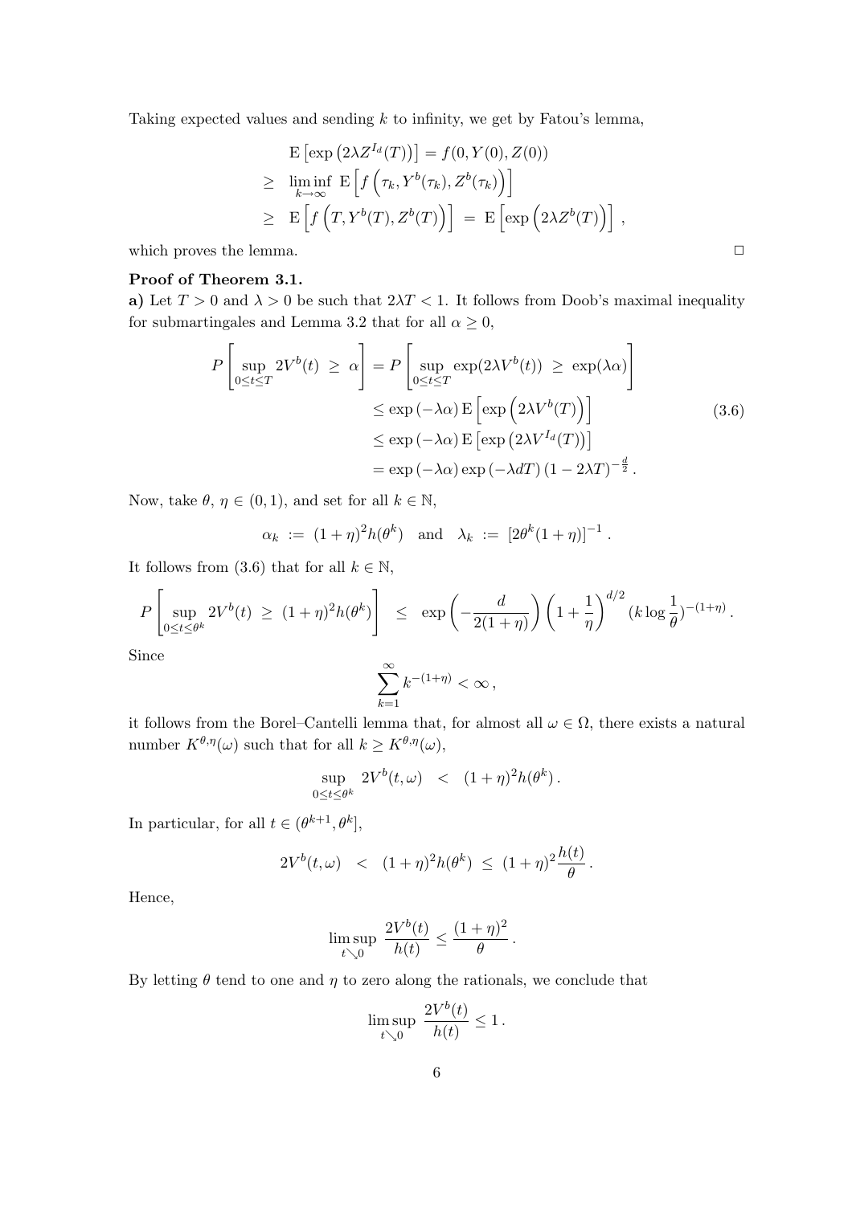Taking expected values and sending $k$ to infinity, we get by Fatou's lemma,

$$
\begin{aligned}
& \mathrm{E}\left[\exp\left(2\lambda Z^{I_d}(T)\right)\right] = f(0, Y(0), Z(0)) \\
\geq\ & \liminf_{k\to\infty}\ \mathrm{E}\left[f\left(\tau_k, Y^b(\tau_k), Z^b(\tau_k)\right)\right] \\
\geq\ & \mathrm{E}\left[f\left(T, Y^b(T), Z^b(T)\right)\right] \ = \ \mathrm{E}\left[\exp\left(2\lambda Z^b(T)\right)\right] \,,
\end{aligned}
$$

which proves the lemma. $\square$

**Proof of Theorem 3.1.**

**a)** Let $T > 0$ and $\lambda > 0$ be such that $2\lambda T < 1$. It follows from Doob's maximal inequality for submartingales and Lemma 3.2 that for all $\alpha \geq 0$,

$$
\begin{aligned}
P\left[\sup_{0\leq t\leq T} 2V^b(t) \ \geq \ \alpha\right] &= P\left[\sup_{0\leq t\leq T} \exp(2\lambda V^b(t)) \ \geq \ \exp(\lambda\alpha)\right] \\
&\leq \exp\left(-\lambda\alpha\right)\mathrm{E}\left[\exp\left(2\lambda V^b(T)\right)\right] \\
&\leq \exp\left(-\lambda\alpha\right)\mathrm{E}\left[\exp\left(2\lambda V^{I_d}(T)\right)\right] \\
&= \exp\left(-\lambda\alpha\right)\exp\left(-\lambda d T\right)\left(1-2\lambda T\right)^{-\frac{d}{2}} .
\end{aligned}
\tag{3.6}
$$

Now, take $\theta$, $\eta \in (0,1)$, and set for all $k \in \mathbb{N}$,

$$
\alpha_k \ := \ (1+\eta)^2 h(\theta^k) \quad \text{and} \quad \lambda_k \ := \ [2\theta^k(1+\eta)]^{-1} \,.
$$

It follows from (3.6) that for all $k \in \mathbb{N}$,

$$
P\left[\sup_{0\leq t\leq \theta^k} 2V^b(t) \ \geq \ (1+\eta)^2 h(\theta^k)\right] \ \ \leq \ \ \exp\left(-\frac{d}{2(1+\eta)}\right)\left(1+\frac{1}{\eta}\right)^{d/2}(k\log\frac{1}{\theta})^{-(1+\eta)} .
$$

Since

$$
\sum_{k=1}^{\infty} k^{-(1+\eta)} < \infty \,,
$$

it follows from the Borel–Cantelli lemma that, for almost all $\omega \in \Omega$, there exists a natural number $K^{\theta,\eta}(\omega)$ such that for all $k \geq K^{\theta,\eta}(\omega)$,

$$
\sup_{0\leq t\leq\theta^k} 2V^b(t,\omega) \ \ < \ \ (1+\eta)^2 h(\theta^k) \,.
$$

In particular, for all $t \in (\theta^{k+1}, \theta^k]$,

$$
2V^b(t,\omega) \ \ < \ \ (1+\eta)^2 h(\theta^k) \ \leq \ (1+\eta)^2 \frac{h(t)}{\theta} \,.
$$

Hence,

$$
\limsup_{t\searrow 0} \ \frac{2V^b(t)}{h(t)} \leq \frac{(1+\eta)^2}{\theta} \,.
$$

By letting $\theta$ tend to one and $\eta$ to zero along the rationals, we conclude that

$$
\limsup_{t\searrow 0} \ \frac{2V^b(t)}{h(t)} \leq 1 \,.
$$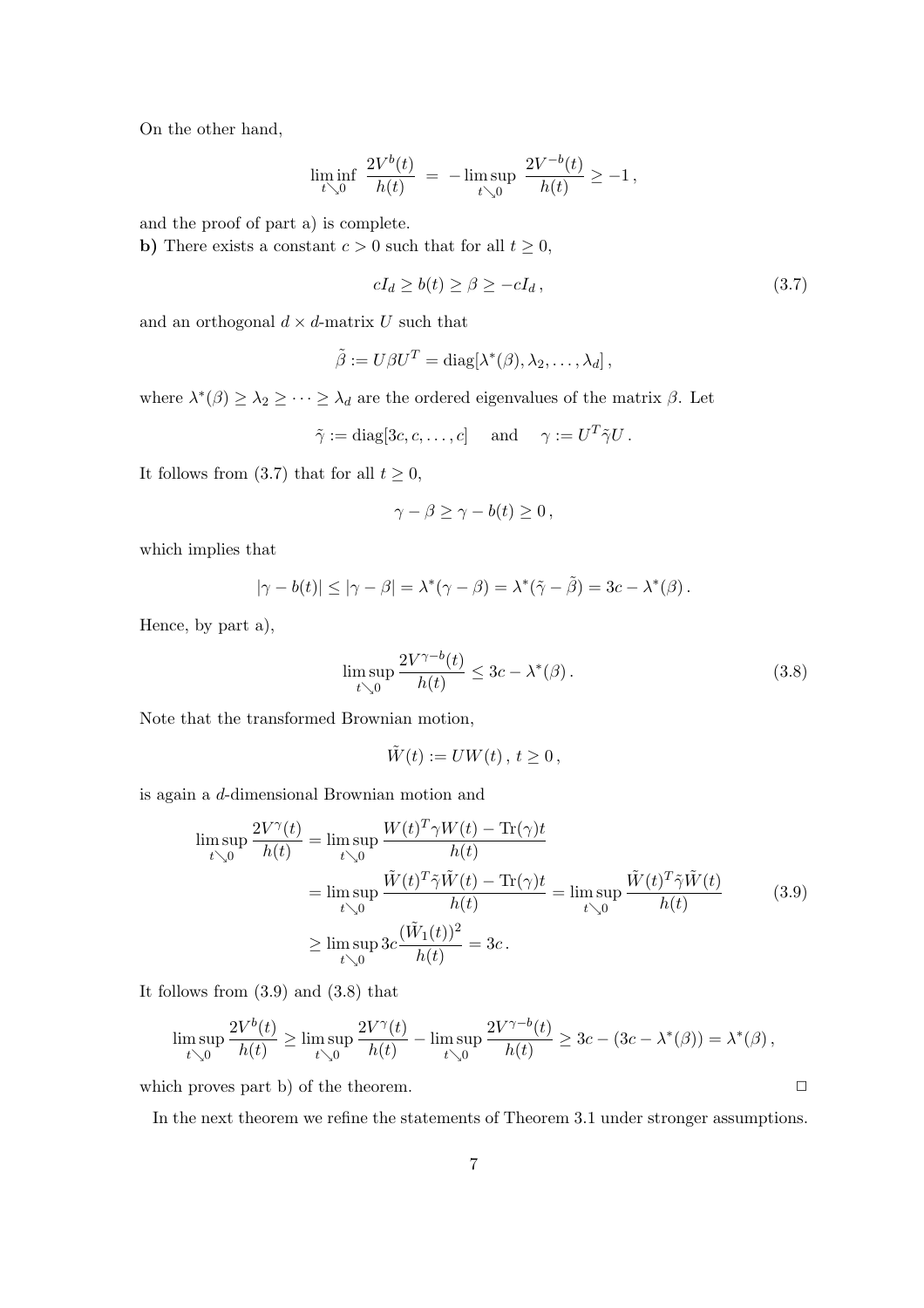On the other hand,

$$\liminf_{t \searrow 0} \; \frac{2V^b(t)}{h(t)} \; = \; -\limsup_{t \searrow 0} \; \frac{2V^{-b}(t)}{h(t)} \geq -1 \, ,$$

and the proof of part a) is complete.

**b)** There exists a constant $c > 0$ such that for all $t \geq 0$,

$$cI_d \geq b(t) \geq \beta \geq -cI_d \, , \tag{3.7}$$

and an orthogonal $d \times d$-matrix $U$ such that

$$\tilde{\beta} := U\beta U^T = \mathrm{diag}[\lambda^*(\beta), \lambda_2, \ldots, \lambda_d] \, ,$$

where $\lambda^*(\beta) \geq \lambda_2 \geq \cdots \geq \lambda_d$ are the ordered eigenvalues of the matrix $\beta$. Let

$$\tilde{\gamma} := \mathrm{diag}[3c, c, \ldots, c] \quad \text{ and } \quad \gamma := U^T \tilde{\gamma} U \, .$$

It follows from (3.7) that for all $t \geq 0$,

$$\gamma - \beta \geq \gamma - b(t) \geq 0 \, ,$$

which implies that

$$|\gamma - b(t)| \leq |\gamma - \beta| = \lambda^*(\gamma - \beta) = \lambda^*(\tilde{\gamma} - \tilde{\beta}) = 3c - \lambda^*(\beta) \, .$$

Hence, by part a),

$$\limsup_{t \searrow 0} \frac{2V^{\gamma - b}(t)}{h(t)} \leq 3c - \lambda^*(\beta) \, . \tag{3.8}$$

Note that the transformed Brownian motion,

$$\tilde{W}(t) := UW(t) \, , \; t \geq 0 \, ,$$

is again a $d$-dimensional Brownian motion and

$$\begin{aligned}
\limsup_{t \searrow 0} \frac{2V^{\gamma}(t)}{h(t)} &= \limsup_{t \searrow 0} \frac{W(t)^T \gamma W(t) - \mathrm{Tr}(\gamma) t}{h(t)} \\
&= \limsup_{t \searrow 0} \frac{\tilde{W}(t)^T \tilde{\gamma} \tilde{W}(t) - \mathrm{Tr}(\gamma) t}{h(t)} = \limsup_{t \searrow 0} \frac{\tilde{W}(t)^T \tilde{\gamma} \tilde{W}(t)}{h(t)} \\
&\geq \limsup_{t \searrow 0} 3c \frac{(\tilde{W}_1(t))^2}{h(t)} = 3c \, .
\end{aligned} \tag{3.9}$$

It follows from (3.9) and (3.8) that

$$\limsup_{t \searrow 0} \frac{2V^b(t)}{h(t)} \geq \limsup_{t \searrow 0} \frac{2V^{\gamma}(t)}{h(t)} - \limsup_{t \searrow 0} \frac{2V^{\gamma - b}(t)}{h(t)} \geq 3c - (3c - \lambda^*(\beta)) = \lambda^*(\beta) \, ,$$

which proves part b) of the theorem. $\square$

In the next theorem we refine the statements of Theorem 3.1 under stronger assumptions.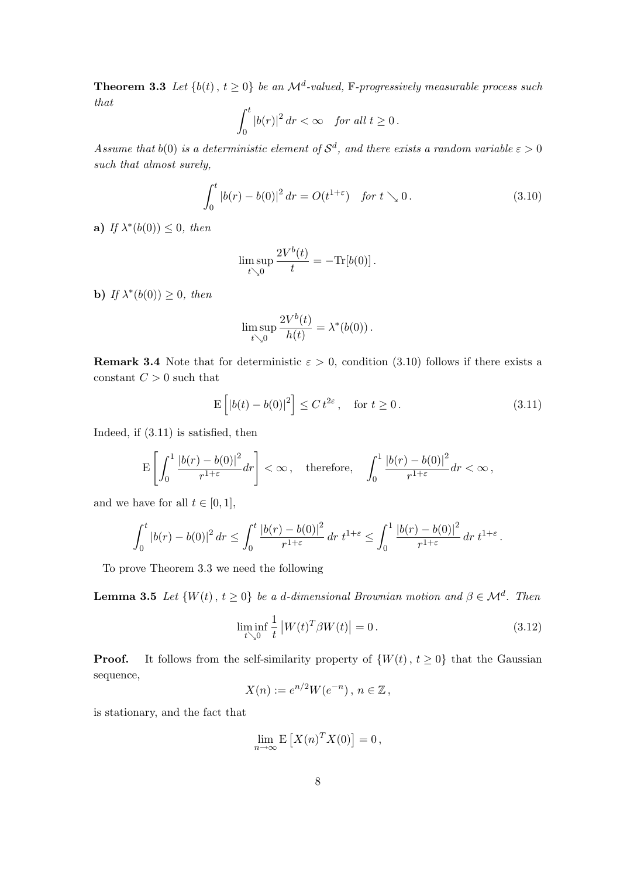**Theorem 3.3** *Let $\{b(t)\,,\, t \geq 0\}$ be an $\mathcal{M}^d$-valued, $\mathbb{F}$-progressively measurable process such that*

$$\int_0^t |b(r)|^2 \, dr < \infty \quad \text{for all } t \geq 0\,.$$

*Assume that $b(0)$ is a deterministic element of $\mathcal{S}^d$, and there exists a random variable $\varepsilon > 0$ such that almost surely,*

$$\int_0^t |b(r) - b(0)|^2 \, dr = O(t^{1+\varepsilon}) \quad \text{for } t \searrow 0\,. \tag{3.10}$$

**a)** *If $\lambda^*(b(0)) \leq 0$, then*

$$\limsup_{t \searrow 0} \frac{2V^b(t)}{t} = -\mathrm{Tr}[b(0)]\,.$$

**b)** *If $\lambda^*(b(0)) \geq 0$, then*

$$\limsup_{t \searrow 0} \frac{2V^b(t)}{h(t)} = \lambda^*(b(0))\,.$$

**Remark 3.4** Note that for deterministic $\varepsilon > 0$, condition (3.10) follows if there exists a constant $C > 0$ such that

$$\mathrm{E}\left[|b(t) - b(0)|^2\right] \leq C\, t^{2\varepsilon}\,, \quad \text{for } t \geq 0\,. \tag{3.11}$$

Indeed, if (3.11) is satisfied, then

$$\mathrm{E}\left[\int_0^1 \frac{|b(r) - b(0)|^2}{r^{1+\varepsilon}} dr\right] < \infty\,, \quad \text{therefore,} \quad \int_0^1 \frac{|b(r) - b(0)|^2}{r^{1+\varepsilon}} dr < \infty\,,$$

and we have for all $t \in [0, 1]$,

$$\int_0^t |b(r) - b(0)|^2 \, dr \leq \int_0^t \frac{|b(r) - b(0)|^2}{r^{1+\varepsilon}} \, dr \; t^{1+\varepsilon} \leq \int_0^1 \frac{|b(r) - b(0)|^2}{r^{1+\varepsilon}} \, dr \; t^{1+\varepsilon}\,.$$

To prove Theorem 3.3 we need the following

**Lemma 3.5** *Let $\{W(t)\,,\, t \geq 0\}$ be a $d$-dimensional Brownian motion and $\beta \in \mathcal{M}^d$. Then*

$$\liminf_{t \searrow 0} \frac{1}{t} \left|W(t)^T \beta W(t)\right| = 0\,. \tag{3.12}$$

**Proof.** It follows from the self-similarity property of $\{W(t)\,,\, t \geq 0\}$ that the Gaussian sequence,

$$X(n) := e^{n/2} W(e^{-n})\,,\; n \in \mathbb{Z}\,,$$

is stationary, and the fact that

$$\lim_{n \to \infty} \mathrm{E}\left[X(n)^T X(0)\right] = 0\,,$$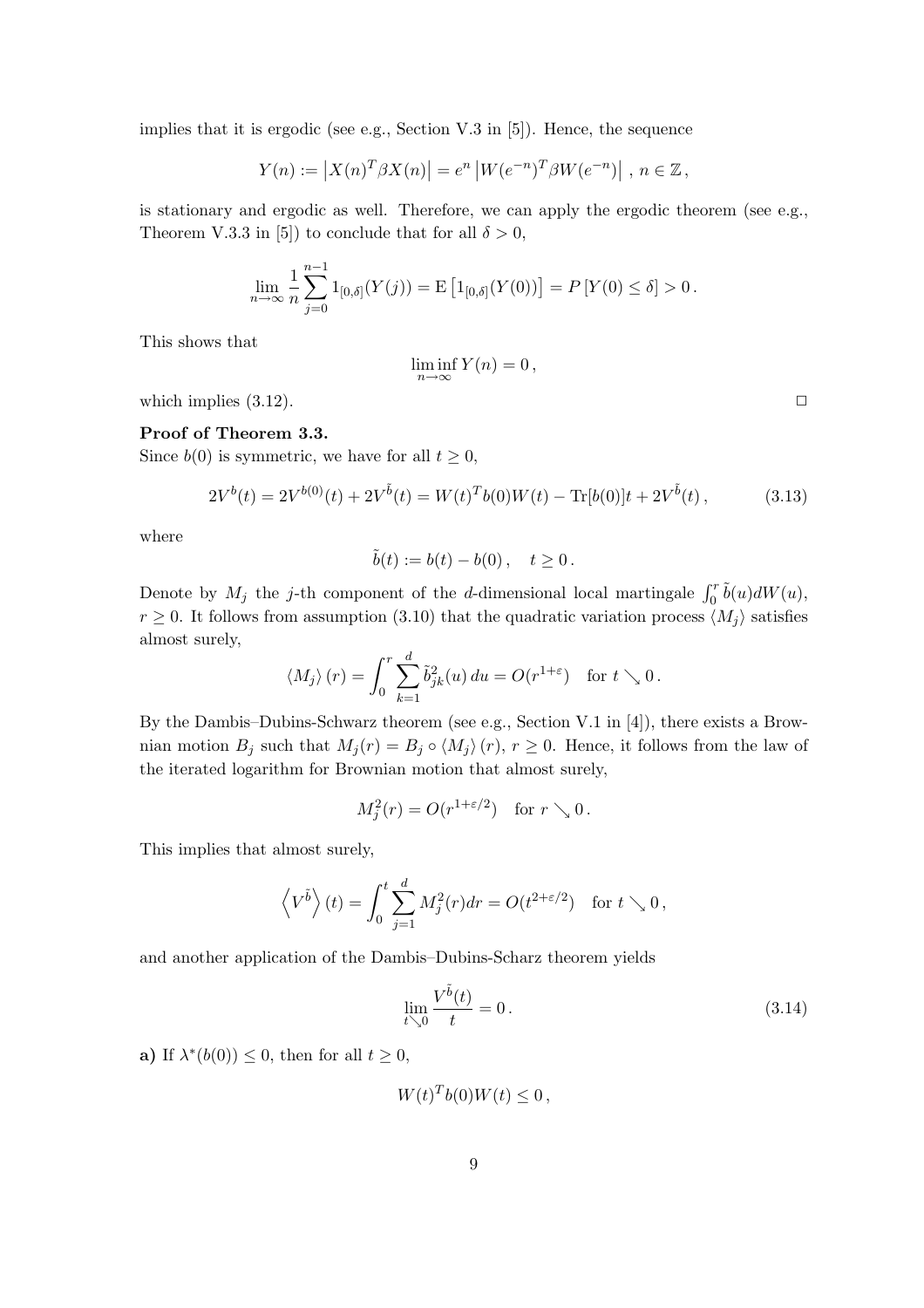implies that it is ergodic (see e.g., Section V.3 in [5]). Hence, the sequence

$$Y(n) := \left|X(n)^T \beta X(n)\right| = e^n \left|W(e^{-n})^T \beta W(e^{-n})\right| \, , \, n \in \mathbb{Z} \, ,$$

is stationary and ergodic as well. Therefore, we can apply the ergodic theorem (see e.g., Theorem V.3.3 in [5]) to conclude that for all $\delta > 0$,

$$\lim_{n\to\infty} \frac{1}{n} \sum_{j=0}^{n-1} 1_{[0,\delta]}(Y(j)) = \mathrm{E}\left[1_{[0,\delta]}(Y(0))\right] = P\left[Y(0) \le \delta\right] > 0 \, .$$

This shows that

$$\liminf_{n\to\infty} Y(n) = 0 \, ,$$

which implies (3.12). □

**Proof of Theorem 3.3.**
Since $b(0)$ is symmetric, we have for all $t \ge 0$,

$$2V^b(t) = 2V^{b(0)}(t) + 2V^{\tilde{b}}(t) = W(t)^T b(0) W(t) - \mathrm{Tr}[b(0)]t + 2V^{\tilde{b}}(t) \, , \tag{3.13}$$

where

$$\tilde{b}(t) := b(t) - b(0) \, , \quad t \ge 0 \, .$$

Denote by $M_j$ the $j$-th component of the $d$-dimensional local martingale $\int_0^r \tilde{b}(u) dW(u)$, $r \ge 0$. It follows from assumption (3.10) that the quadratic variation process $\langle M_j \rangle$ satisfies almost surely,

$$\langle M_j \rangle (r) = \int_0^r \sum_{k=1}^d \tilde{b}_{jk}^2(u) \, du = O(r^{1+\varepsilon}) \quad \text{for } t \searrow 0 \, .$$

By the Dambis–Dubins-Schwarz theorem (see e.g., Section V.1 in [4]), there exists a Brownian motion $B_j$ such that $M_j(r) = B_j \circ \langle M_j \rangle (r)$, $r \ge 0$. Hence, it follows from the law of the iterated logarithm for Brownian motion that almost surely,

$$M_j^2(r) = O(r^{1+\varepsilon/2}) \quad \text{for } r \searrow 0 \, .$$

This implies that almost surely,

$$\left\langle V^{\tilde{b}} \right\rangle (t) = \int_0^t \sum_{j=1}^d M_j^2(r) dr = O(t^{2+\varepsilon/2}) \quad \text{for } t \searrow 0 \, ,$$

and another application of the Dambis–Dubins-Scharz theorem yields

$$\lim_{t\searrow 0} \frac{V^{\tilde{b}}(t)}{t} = 0 \, . \tag{3.14}$$

**a)** If $\lambda^*(b(0)) \le 0$, then for all $t \ge 0$,

$$W(t)^T b(0) W(t) \le 0 \, ,$$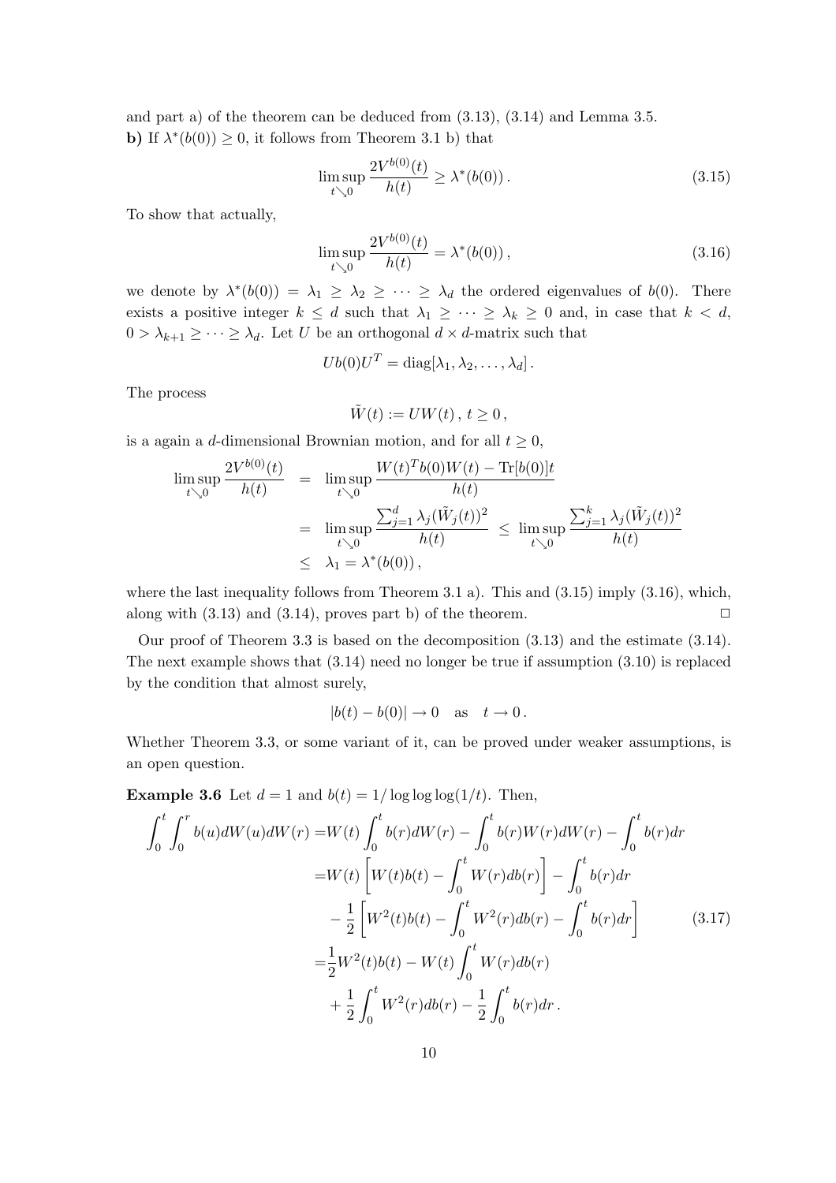and part a) of the theorem can be deduced from (3.13), (3.14) and Lemma 3.5.

**b)** If $\lambda^*(b(0)) \geq 0$, it follows from Theorem 3.1 b) that

$$\limsup_{t \searrow 0} \frac{2V^{b(0)}(t)}{h(t)} \geq \lambda^*(b(0)) \,. \tag{3.15}$$

To show that actually,

$$\limsup_{t \searrow 0} \frac{2V^{b(0)}(t)}{h(t)} = \lambda^*(b(0)) \,, \tag{3.16}$$

we denote by $\lambda^*(b(0)) = \lambda_1 \geq \lambda_2 \geq \cdots \geq \lambda_d$ the ordered eigenvalues of $b(0)$. There exists a positive integer $k \leq d$ such that $\lambda_1 \geq \cdots \geq \lambda_k \geq 0$ and, in case that $k < d$, $0 > \lambda_{k+1} \geq \cdots \geq \lambda_d$. Let $U$ be an orthogonal $d \times d$-matrix such that

$$U b(0) U^T = \operatorname{diag}[\lambda_1, \lambda_2, \dots, \lambda_d] \,.$$

The process

$$\tilde{W}(t) := U W(t) \,, \; t \geq 0 \,,$$

is a again a $d$-dimensional Brownian motion, and for all $t \geq 0$,

$$\begin{aligned}
\limsup_{t \searrow 0} \frac{2V^{b(0)}(t)}{h(t)} &= \limsup_{t \searrow 0} \frac{W(t)^T b(0) W(t) - \operatorname{Tr}[b(0)] t}{h(t)} \\
&= \limsup_{t \searrow 0} \frac{\sum_{j=1}^d \lambda_j (\tilde{W}_j(t))^2}{h(t)} \leq \limsup_{t \searrow 0} \frac{\sum_{j=1}^k \lambda_j (\tilde{W}_j(t))^2}{h(t)} \\
&\leq \lambda_1 = \lambda^*(b(0)) \,,
\end{aligned}$$

where the last inequality follows from Theorem 3.1 a). This and (3.15) imply (3.16), which, along with (3.13) and (3.14), proves part b) of the theorem. $\Box$

Our proof of Theorem 3.3 is based on the decomposition (3.13) and the estimate (3.14). The next example shows that (3.14) need no longer be true if assumption (3.10) is replaced by the condition that almost surely,

$$|b(t) - b(0)| \to 0 \quad \text{as} \quad t \to 0 \,.$$

Whether Theorem 3.3, or some variant of it, can be proved under weaker assumptions, is an open question.

**Example 3.6** Let $d = 1$ and $b(t) = 1/\log\log\log(1/t)$. Then,

$$\begin{aligned}
\int_0^t \int_0^r b(u) dW(u) dW(r) =& W(t) \int_0^t b(r) dW(r) - \int_0^t b(r) W(r) dW(r) - \int_0^t b(r) dr \\
=& W(t) \left[ W(t) b(t) - \int_0^t W(r) db(r) \right] - \int_0^t b(r) dr \\
& - \frac{1}{2} \left[ W^2(t) b(t) - \int_0^t W^2(r) db(r) - \int_0^t b(r) dr \right] \\
=& \frac{1}{2} W^2(t) b(t) - W(t) \int_0^t W(r) db(r) \\
& + \frac{1}{2} \int_0^t W^2(r) db(r) - \frac{1}{2} \int_0^t b(r) dr \,.
\end{aligned} \tag{3.17}$$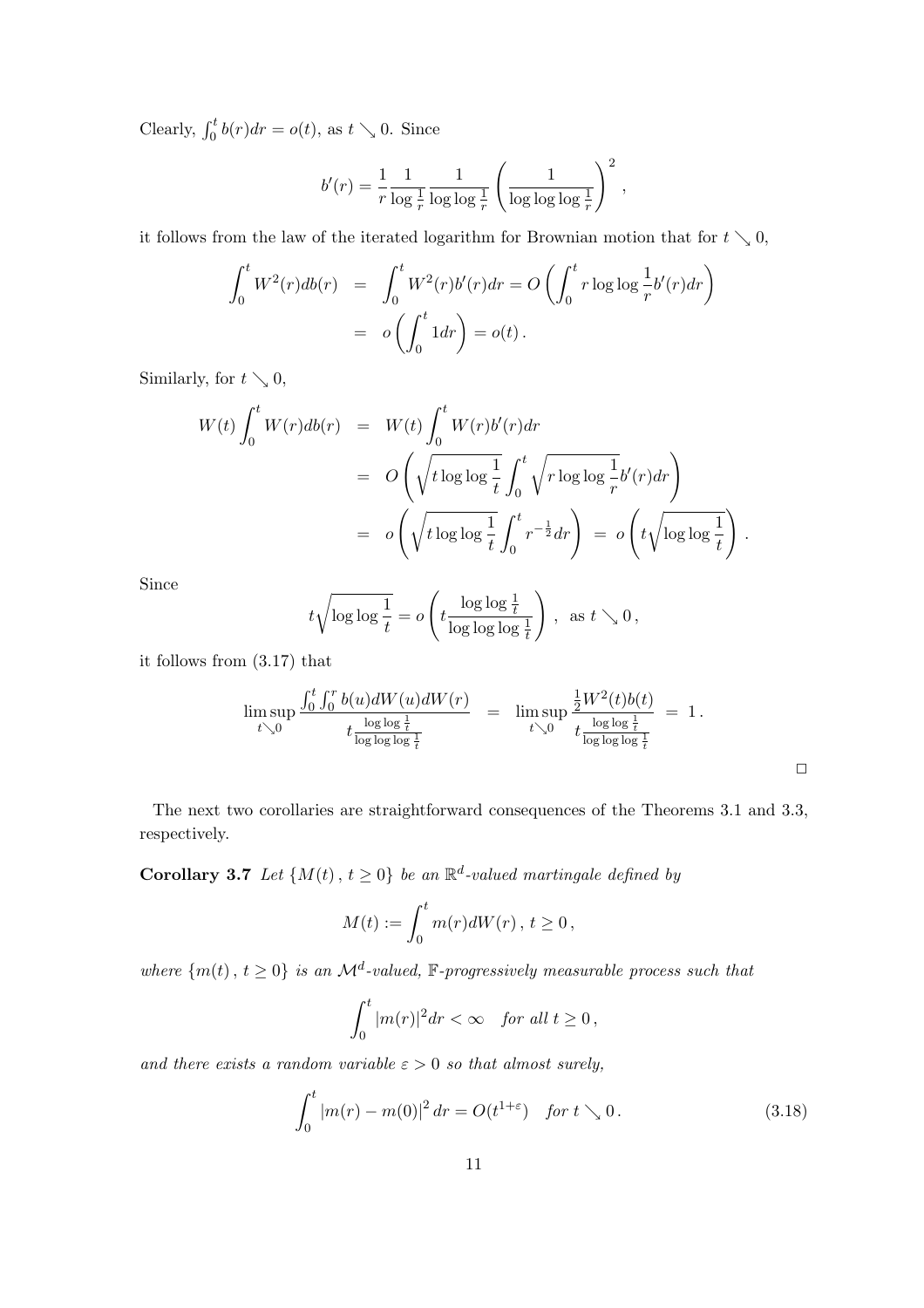Clearly, $\int_0^t b(r)dr = o(t)$, as $t \searrow 0$. Since

$$b'(r) = \frac{1}{r} \frac{1}{\log \frac{1}{r}} \frac{1}{\log\log \frac{1}{r}} \left( \frac{1}{\log\log\log \frac{1}{r}} \right)^2 ,$$

it follows from the law of the iterated logarithm for Brownian motion that for $t \searrow 0$,

$$\begin{aligned}
\int_0^t W^2(r) db(r) &= \int_0^t W^2(r) b'(r) dr = O\left( \int_0^t r \log\log \frac{1}{r} b'(r) dr \right) \\
&= o\left( \int_0^t 1 dr \right) = o(t) .
\end{aligned}$$

Similarly, for $t \searrow 0$,

$$\begin{aligned}
W(t) \int_0^t W(r) db(r) &= W(t) \int_0^t W(r) b'(r) dr \\
&= O\left( \sqrt{t \log\log \frac{1}{t}} \int_0^t \sqrt{r \log\log \frac{1}{r}} b'(r) dr \right) \\
&= o\left( \sqrt{t \log\log \frac{1}{t}} \int_0^t r^{-\frac{1}{2}} dr \right) = o\left( t \sqrt{\log\log \frac{1}{t}} \right) .
\end{aligned}$$

Since

$$t \sqrt{\log\log \frac{1}{t}} = o\left( t \frac{\log\log \frac{1}{t}}{\log\log\log \frac{1}{t}} \right) , \text{ as } t \searrow 0 ,$$

it follows from (3.17) that

$$\limsup_{t \searrow 0} \frac{\int_0^t \int_0^r b(u) dW(u) dW(r)}{t \frac{\log\log \frac{1}{t}}{\log\log\log \frac{1}{t}}} = \limsup_{t \searrow 0} \frac{\frac{1}{2} W^2(t) b(t)}{t \frac{\log\log \frac{1}{t}}{\log\log\log \frac{1}{t}}} = 1 .$$

□

The next two corollaries are straightforward consequences of the Theorems 3.1 and 3.3, respectively.

**Corollary 3.7** *Let $\{M(t) , t \geq 0\}$ be an $\mathbb{R}^d$-valued martingale defined by*

$$M(t) := \int_0^t m(r) dW(r) , \, t \geq 0 ,$$

*where $\{m(t) , t \geq 0\}$ is an $\mathcal{M}^d$-valued, $\mathbb{F}$-progressively measurable process such that*

$$\int_0^t |m(r)|^2 dr < \infty \quad \textit{for all } t \geq 0 ,$$

*and there exists a random variable $\varepsilon > 0$ so that almost surely,*

$$\int_0^t |m(r) - m(0)|^2 \, dr = O(t^{1+\varepsilon}) \quad \textit{for } t \searrow 0 . \tag{3.18}$$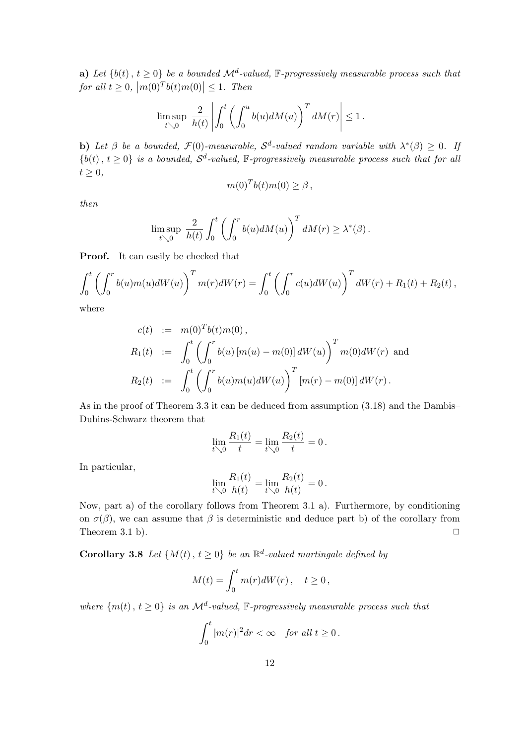**a)** *Let $\{b(t)\,,\,t \geq 0\}$ be a bounded $\mathcal{M}^d$-valued, $\mathbb{F}$-progressively measurable process such that for all $t \geq 0$, $\left|m(0)^T b(t) m(0)\right| \leq 1$. Then*

$$\limsup_{t \searrow 0} \frac{2}{h(t)} \left| \int_0^t \left( \int_0^u b(u) dM(u) \right)^T dM(r) \right| \leq 1 \,.$$

**b)** *Let $\beta$ be a bounded, $\mathcal{F}(0)$-measurable, $\mathcal{S}^d$-valued random variable with $\lambda^*(\beta) \geq 0$. If $\{b(t)\,,\,t \geq 0\}$ is a bounded, $\mathcal{S}^d$-valued, $\mathbb{F}$-progressively measurable process such that for all $t \geq 0$,*

$$m(0)^T b(t) m(0) \geq \beta \,,$$

*then*

$$\limsup_{t \searrow 0} \frac{2}{h(t)} \int_0^t \left( \int_0^r b(u) dM(u) \right)^T dM(r) \geq \lambda^*(\beta) \,.$$

**Proof.** It can easily be checked that

$$\int_0^t \left( \int_0^r b(u) m(u) dW(u) \right)^T m(r) dW(r) = \int_0^t \left( \int_0^r c(u) dW(u) \right)^T dW(r) + R_1(t) + R_2(t) \,,$$

where

$$\begin{aligned}
c(t) &:= m(0)^T b(t) m(0) \,, \\
R_1(t) &:= \int_0^t \left( \int_0^r b(u) \left[ m(u) - m(0) \right] dW(u) \right)^T m(0) dW(r) \text{ and} \\
R_2(t) &:= \int_0^t \left( \int_0^r b(u) m(u) dW(u) \right)^T \left[ m(r) - m(0) \right] dW(r) \,.
\end{aligned}$$

As in the proof of Theorem 3.3 it can be deduced from assumption (3.18) and the Dambis–Dubins-Schwarz theorem that

$$\lim_{t \searrow 0} \frac{R_1(t)}{t} = \lim_{t \searrow 0} \frac{R_2(t)}{t} = 0 \,.$$

In particular,

$$\lim_{t \searrow 0} \frac{R_1(t)}{h(t)} = \lim_{t \searrow 0} \frac{R_2(t)}{h(t)} = 0 \,.$$

Now, part a) of the corollary follows from Theorem 3.1 a). Furthermore, by conditioning on $\sigma(\beta)$, we can assume that $\beta$ is deterministic and deduce part b) of the corollary from Theorem 3.1 b). $\square$

**Corollary 3.8** *Let $\{M(t)\,,\,t \geq 0\}$ be an $\mathbb{R}^d$-valued martingale defined by*

$$M(t) = \int_0^t m(r) dW(r) \,, \quad t \geq 0 \,,$$

*where $\{m(t)\,,\,t \geq 0\}$ is an $\mathcal{M}^d$-valued, $\mathbb{F}$-progressively measurable process such that*

$$\int_0^t |m(r)|^2 dr < \infty \quad \textit{for all } t \geq 0 \,.$$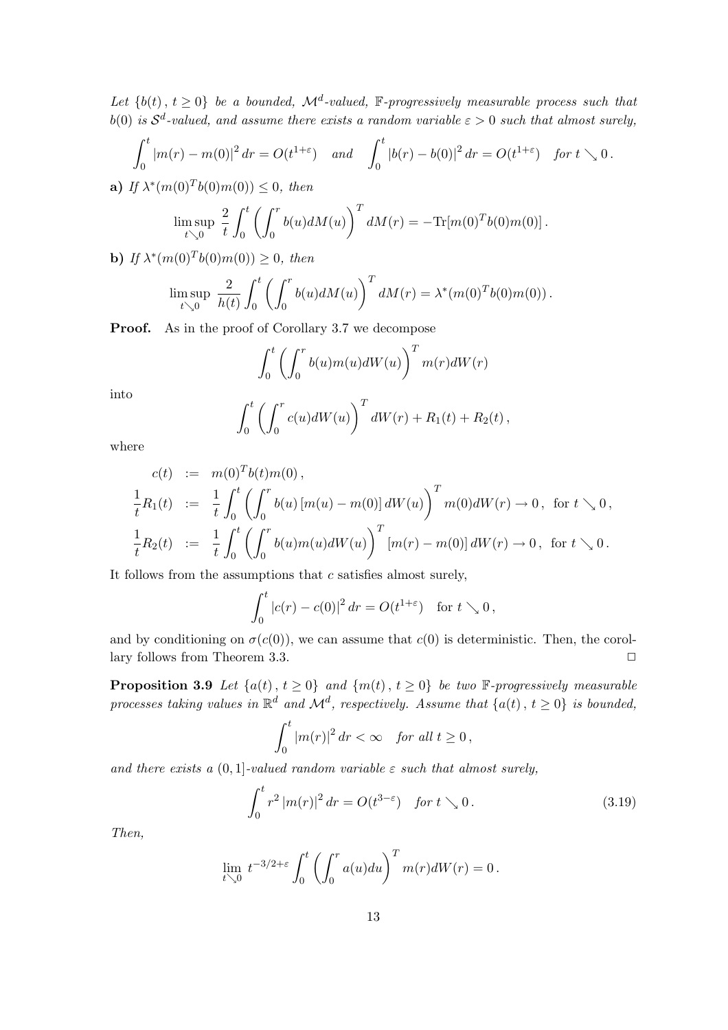*Let $\{b(t)\,,\, t \geq 0\}$ be a bounded, $\mathcal{M}^d$-valued, $\mathbb{F}$-progressively measurable process such that $b(0)$ is $\mathcal{S}^d$-valued, and assume there exists a random variable $\varepsilon > 0$ such that almost surely,*

$$\int_0^t |m(r) - m(0)|^2 \, dr = O(t^{1+\varepsilon}) \quad \text{and} \quad \int_0^t |b(r) - b(0)|^2 \, dr = O(t^{1+\varepsilon}) \quad \text{for } t \searrow 0\,.$$

**a)** *If $\lambda^*(m(0)^T b(0) m(0)) \leq 0$, then*

$$\limsup_{t \searrow 0} \; \frac{2}{t} \int_0^t \left( \int_0^r b(u) dM(u) \right)^T dM(r) = -\text{Tr}[m(0)^T b(0) m(0)]\,.$$

**b)** *If $\lambda^*(m(0)^T b(0) m(0)) \geq 0$, then*

$$\limsup_{t \searrow 0} \; \frac{2}{h(t)} \int_0^t \left( \int_0^r b(u) dM(u) \right)^T dM(r) = \lambda^*(m(0)^T b(0) m(0))\,.$$

**Proof.** As in the proof of Corollary 3.7 we decompose

$$\int_0^t \left( \int_0^r b(u) m(u) dW(u) \right)^T m(r) dW(r)$$

into

$$\int_0^t \left( \int_0^r c(u) dW(u) \right)^T dW(r) + R_1(t) + R_2(t)\,,$$

where

$$\begin{aligned}
c(t) &:= m(0)^T b(t) m(0)\,, \\
\frac{1}{t} R_1(t) &:= \frac{1}{t} \int_0^t \left( \int_0^r b(u) \left[ m(u) - m(0) \right] dW(u) \right)^T m(0) dW(r) \to 0\,, \text{ for } t \searrow 0\,, \\
\frac{1}{t} R_2(t) &:= \frac{1}{t} \int_0^t \left( \int_0^r b(u) m(u) dW(u) \right)^T \left[ m(r) - m(0) \right] dW(r) \to 0\,, \text{ for } t \searrow 0\,.
\end{aligned}$$

It follows from the assumptions that $c$ satisfies almost surely,

$$\int_0^t |c(r) - c(0)|^2 \, dr = O(t^{1+\varepsilon}) \quad \text{for } t \searrow 0\,,$$

and by conditioning on $\sigma(c(0))$, we can assume that $c(0)$ is deterministic. Then, the corollary follows from Theorem 3.3. $\square$

**Proposition 3.9** *Let $\{a(t)\,,\, t \geq 0\}$ and $\{m(t)\,,\, t \geq 0\}$ be two $\mathbb{F}$-progressively measurable processes taking values in $\mathbb{R}^d$ and $\mathcal{M}^d$, respectively. Assume that $\{a(t)\,,\, t \geq 0\}$ is bounded,*

$$\int_0^t |m(r)|^2 \, dr < \infty \quad \text{for all } t \geq 0\,,$$

*and there exists a $(0,1]$-valued random variable $\varepsilon$ such that almost surely,*

$$\int_0^t r^2 \, |m(r)|^2 \, dr = O(t^{3-\varepsilon}) \quad \text{for } t \searrow 0\,. \tag{3.19}$$

*Then,*

$$\lim_{t \searrow 0} \; t^{-3/2+\varepsilon} \int_0^t \left( \int_0^r a(u) du \right)^T m(r) dW(r) = 0\,.$$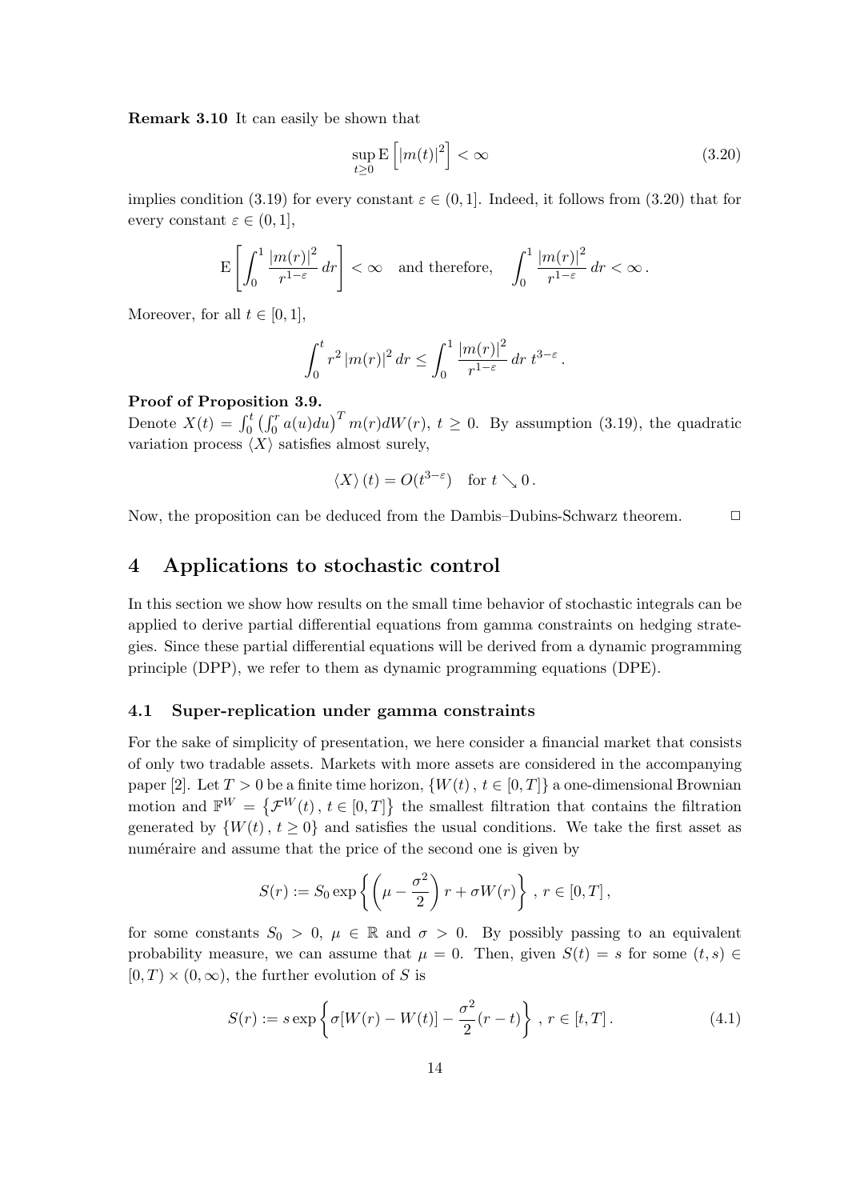**Remark 3.10** It can easily be shown that

$$\sup_{t \geq 0} \mathrm{E}\left[|m(t)|^2\right] < \infty \tag{3.20}$$

implies condition (3.19) for every constant $\varepsilon \in (0,1]$. Indeed, it follows from (3.20) that for every constant $\varepsilon \in (0,1]$,

$$\mathrm{E}\left[\int_0^1 \frac{|m(r)|^2}{r^{1-\varepsilon}}\, dr\right] < \infty \quad \text{and therefore,} \quad \int_0^1 \frac{|m(r)|^2}{r^{1-\varepsilon}}\, dr < \infty\,.$$

Moreover, for all $t \in [0,1]$,

$$\int_0^t r^2\, |m(r)|^2\, dr \leq \int_0^1 \frac{|m(r)|^2}{r^{1-\varepsilon}}\, dr\; t^{3-\varepsilon}\,.$$

**Proof of Proposition 3.9.**
Denote $X(t) = \int_0^t \left(\int_0^r a(u) du\right)^T m(r) dW(r)$, $t \geq 0$. By assumption (3.19), the quadratic variation process $\langle X \rangle$ satisfies almost surely,

$$\langle X \rangle (t) = O(t^{3-\varepsilon}) \quad \text{for } t \searrow 0\,.$$

Now, the proposition can be deduced from the Dambis–Dubins-Schwarz theorem. $\square$

# 4 Applications to stochastic control

In this section we show how results on the small time behavior of stochastic integrals can be applied to derive partial differential equations from gamma constraints on hedging strategies. Since these partial differential equations will be derived from a dynamic programming principle (DPP), we refer to them as dynamic programming equations (DPE).

## 4.1 Super-replication under gamma constraints

For the sake of simplicity of presentation, we here consider a financial market that consists of only two tradable assets. Markets with more assets are considered in the accompanying paper [2]. Let $T > 0$ be a finite time horizon, $\{W(t)\,,\, t \in [0,T]\}$ a one-dimensional Brownian motion and $\mathbb{F}^W = \left\{\mathcal{F}^W(t)\,,\, t \in [0,T]\right\}$ the smallest filtration that contains the filtration generated by $\{W(t)\,,\, t \geq 0\}$ and satisfies the usual conditions. We take the first asset as numéraire and assume that the price of the second one is given by

$$S(r) := S_0 \exp\left\{\left(\mu - \frac{\sigma^2}{2}\right) r + \sigma W(r)\right\}\,,\; r \in [0,T]\,,$$

for some constants $S_0 > 0$, $\mu \in \mathbb{R}$ and $\sigma > 0$. By possibly passing to an equivalent probability measure, we can assume that $\mu = 0$. Then, given $S(t) = s$ for some $(t,s) \in [0,T) \times (0,\infty)$, the further evolution of $S$ is

$$S(r) := s \exp\left\{\sigma[W(r) - W(t)] - \frac{\sigma^2}{2}(r-t)\right\}\,,\; r \in [t,T]\,. \tag{4.1}$$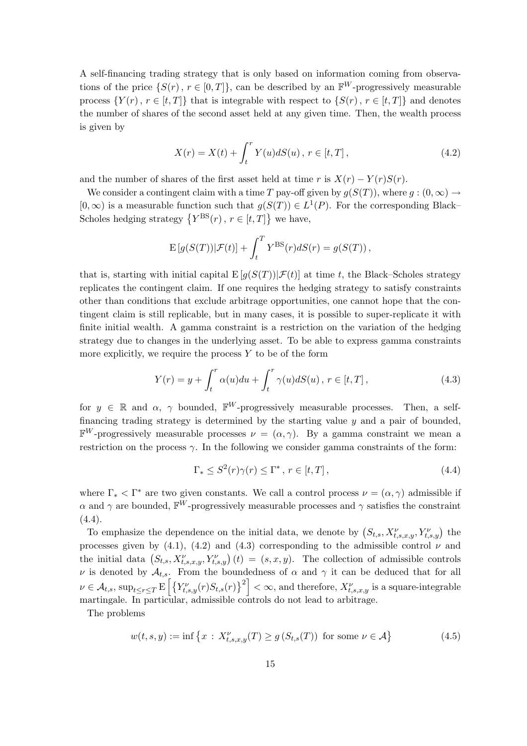A self-financing trading strategy that is only based on information coming from observations of the price $\{S(r)\,,\, r \in [0,T]\}$, can be described by an $\mathbb{F}^W$-progressively measurable process $\{Y(r)\,,\, r \in [t,T]\}$ that is integrable with respect to $\{S(r)\,,\, r \in [t,T]\}$ and denotes the number of shares of the second asset held at any given time. Then, the wealth process is given by

$$X(r) = X(t) + \int_t^r Y(u) dS(u)\,,\; r \in [t,T]\,, \tag{4.2}$$

and the number of shares of the first asset held at time $r$ is $X(r) - Y(r)S(r)$.

We consider a contingent claim with a time $T$ pay-off given by $g(S(T))$, where $g : (0,\infty) \to [0,\infty)$ is a measurable function such that $g(S(T)) \in L^1(P)$. For the corresponding Black–Scholes hedging strategy $\left\{Y^{\mathrm{BS}}(r)\,,\, r \in [t,T]\right\}$ we have,

$$\mathrm{E}\left[g(S(T))|\mathcal{F}(t)\right] + \int_t^T Y^{\mathrm{BS}}(r) dS(r) = g(S(T))\,,$$

that is, starting with initial capital $\mathrm{E}\left[g(S(T))|\mathcal{F}(t)\right]$ at time $t$, the Black–Scholes strategy replicates the contingent claim. If one requires the hedging strategy to satisfy constraints other than conditions that exclude arbitrage opportunities, one cannot hope that the contingent claim is still replicable, but in many cases, it is possible to super-replicate it with finite initial wealth. A gamma constraint is a restriction on the variation of the hedging strategy due to changes in the underlying asset. To be able to express gamma constraints more explicitly, we require the process $Y$ to be of the form

$$Y(r) = y + \int_t^r \alpha(u) du + \int_t^r \gamma(u) dS(u)\,,\; r \in [t,T]\,, \tag{4.3}$$

for $y \in \mathbb{R}$ and $\alpha$, $\gamma$ bounded, $\mathbb{F}^W$-progressively measurable processes. Then, a self-financing trading strategy is determined by the starting value $y$ and a pair of bounded, $\mathbb{F}^W$-progressively measurable processes $\nu = (\alpha, \gamma)$. By a gamma constraint we mean a restriction on the process $\gamma$. In the following we consider gamma constraints of the form:

$$\Gamma_* \leq S^2(r)\gamma(r) \leq \Gamma^*\,,\; r \in [t,T]\,, \tag{4.4}$$

where $\Gamma_* < \Gamma^*$ are two given constants. We call a control process $\nu = (\alpha, \gamma)$ admissible if $\alpha$ and $\gamma$ are bounded, $\mathbb{F}^W$-progressively measurable processes and $\gamma$ satisfies the constraint (4.4).

To emphasize the dependence on the initial data, we denote by $\left(S_{t,s}, X^\nu_{t,s,x,y}, Y^\nu_{t,s,y}\right)$ the processes given by (4.1), (4.2) and (4.3) corresponding to the admissible control $\nu$ and the initial data $\left(S_{t,s}, X^\nu_{t,s,x,y}, Y^\nu_{t,s,y}\right)(t) = (s,x,y)$. The collection of admissible controls $\nu$ is denoted by $\mathcal{A}_{t,s}$. From the boundedness of $\alpha$ and $\gamma$ it can be deduced that for all $\nu \in \mathcal{A}_{t,s}$, $\sup_{t \leq r \leq T} \mathrm{E}\left[\left\{Y^\nu_{t,s,y}(r) S_{t,s}(r)\right\}^2\right] < \infty$, and therefore, $X^\nu_{t,s,x,y}$ is a square-integrable martingale. In particular, admissible controls do not lead to arbitrage.

The problems

$$w(t,s,y) := \inf\left\{x \,:\, X^\nu_{t,s,x,y}(T) \geq g\left(S_{t,s}(T)\right) \text{ for some } \nu \in \mathcal{A}\right\} \tag{4.5}$$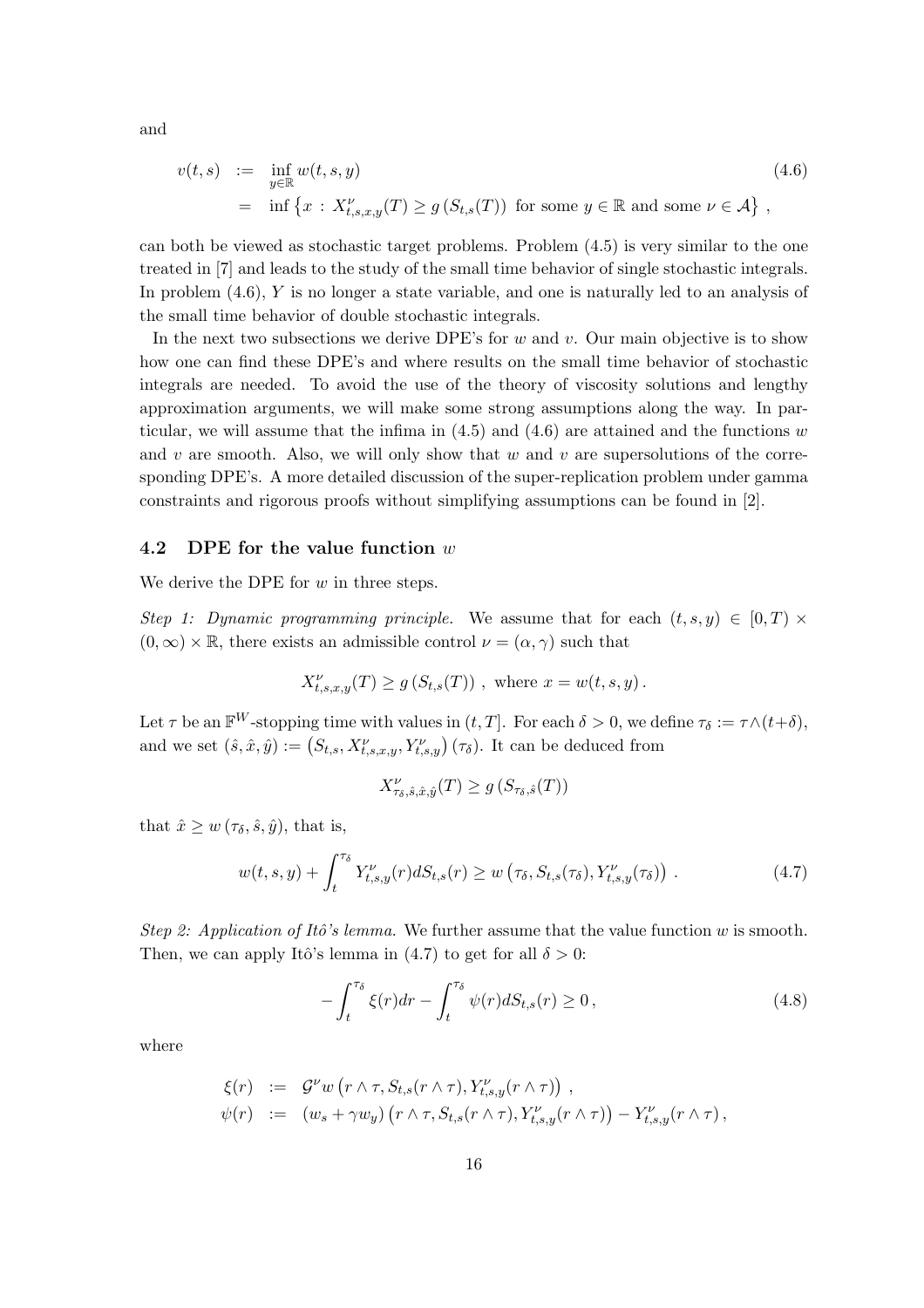and

$$
\begin{aligned}
v(t,s) &:= \inf_{y \in \mathbb{R}} w(t,s,y) \qquad (4.6)\\
&= \inf \left\{ x \,:\, X^{\nu}_{t,s,x,y}(T) \geq g\left(S_{t,s}(T)\right) \text{ for some } y \in \mathbb{R} \text{ and some } \nu \in \mathcal{A} \right\} ,
\end{aligned}
$$

can both be viewed as stochastic target problems. Problem (4.5) is very similar to the one treated in [7] and leads to the study of the small time behavior of single stochastic integrals. In problem (4.6), $Y$ is no longer a state variable, and one is naturally led to an analysis of the small time behavior of double stochastic integrals.

In the next two subsections we derive DPE's for $w$ and $v$. Our main objective is to show how one can find these DPE's and where results on the small time behavior of stochastic integrals are needed. To avoid the use of the theory of viscosity solutions and lengthy approximation arguments, we will make some strong assumptions along the way. In particular, we will assume that the infima in (4.5) and (4.6) are attained and the functions $w$ and $v$ are smooth. Also, we will only show that $w$ and $v$ are supersolutions of the corresponding DPE's. A more detailed discussion of the super-replication problem under gamma constraints and rigorous proofs without simplifying assumptions can be found in [2].

### 4.2 DPE for the value function $w$

We derive the DPE for $w$ in three steps.

*Step 1: Dynamic programming principle.* We assume that for each $(t,s,y) \in [0,T) \times (0,\infty) \times \mathbb{R}$, there exists an admissible control $\nu = (\alpha, \gamma)$ such that

$$
X^{\nu}_{t,s,x,y}(T) \geq g\left(S_{t,s}(T)\right) \text{ , where } x = w(t,s,y) \, .
$$

Let $\tau$ be an $\mathbb{F}^W$-stopping time with values in $(t,T]$. For each $\delta > 0$, we define $\tau_\delta := \tau \wedge (t+\delta)$, and we set $(\hat{s}, \hat{x}, \hat{y}) := \left(S_{t,s}, X^{\nu}_{t,s,x,y}, Y^{\nu}_{t,s,y}\right)(\tau_\delta)$. It can be deduced from

$$
X^{\nu}_{\tau_\delta, \hat{s}, \hat{x}, \hat{y}}(T) \geq g\left(S_{\tau_\delta, \hat{s}}(T)\right)
$$

that $\hat{x} \geq w\left(\tau_\delta, \hat{s}, \hat{y}\right)$, that is,

$$
w(t,s,y) + \int_t^{\tau_\delta} Y^{\nu}_{t,s,y}(r) dS_{t,s}(r) \geq w\left(\tau_\delta, S_{t,s}(\tau_\delta), Y^{\nu}_{t,s,y}(\tau_\delta)\right) \, . \qquad (4.7)
$$

*Step 2: Application of Itô's lemma.* We further assume that the value function $w$ is smooth. Then, we can apply Itô's lemma in (4.7) to get for all $\delta > 0$:

$$
-\int_t^{\tau_\delta} \xi(r) dr - \int_t^{\tau_\delta} \psi(r) dS_{t,s}(r) \geq 0 \, , \qquad (4.8)
$$

where

$$
\begin{aligned}
\xi(r) &:= \mathcal{G}^{\nu} w\left(r \wedge \tau, S_{t,s}(r \wedge \tau), Y^{\nu}_{t,s,y}(r \wedge \tau)\right) \, , \\
\psi(r) &:= \left(w_s + \gamma w_y\right)\left(r \wedge \tau, S_{t,s}(r \wedge \tau), Y^{\nu}_{t,s,y}(r \wedge \tau)\right) - Y^{\nu}_{t,s,y}(r \wedge \tau) \, ,
\end{aligned}
$$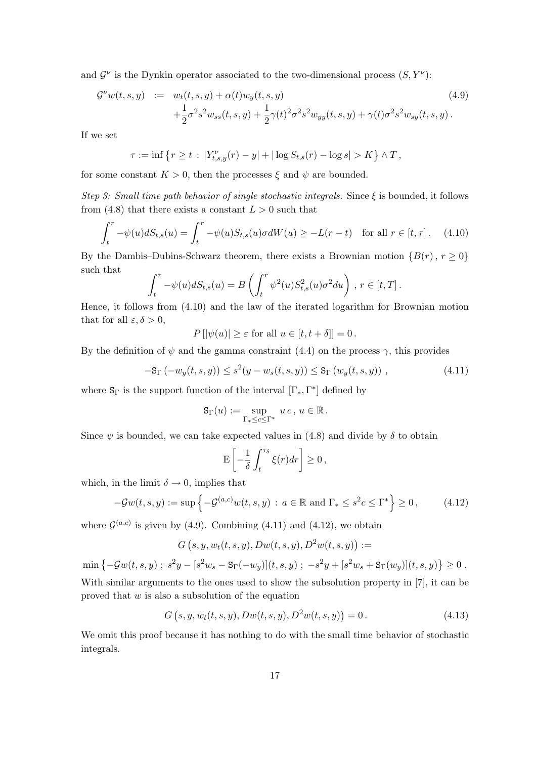and $\mathcal{G}^\nu$ is the Dynkin operator associated to the two-dimensional process $(S, Y^\nu)$:

$$
\begin{aligned}
\mathcal{G}^\nu w(t,s,y) \;:=\;& w_t(t,s,y) + \alpha(t) w_y(t,s,y) \\
&+ \frac{1}{2}\sigma^2 s^2 w_{ss}(t,s,y) + \frac{1}{2}\gamma(t)^2\sigma^2 s^2 w_{yy}(t,s,y) + \gamma(t)\sigma^2 s^2 w_{sy}(t,s,y)\,.
\end{aligned}
\tag{4.9}
$$

If we set

$$
\tau := \inf\left\{ r \geq t \,:\, |Y^\nu_{t,s,y}(r) - y| + |\log S_{t,s}(r) - \log s| > K \right\} \wedge T\,,
$$

for some constant $K > 0$, then the processes $\xi$ and $\psi$ are bounded.

*Step 3: Small time path behavior of single stochastic integrals.* Since $\xi$ is bounded, it follows from (4.8) that there exists a constant $L > 0$ such that

$$
\int_t^r -\psi(u) dS_{t,s}(u) = \int_t^r -\psi(u) S_{t,s}(u)\sigma dW(u) \geq -L(r-t) \quad \text{for all } r \in [t,\tau]\,. \tag{4.10}
$$

By the Dambis–Dubins-Schwarz theorem, there exists a Brownian motion $\{B(r)\,,\, r \geq 0\}$ such that

$$
\int_t^r -\psi(u) dS_{t,s}(u) = B\left(\int_t^r \psi^2(u) S^2_{t,s}(u)\sigma^2 du\right)\,,\, r \in [t,T]\,.
$$

Hence, it follows from (4.10) and the law of the iterated logarithm for Brownian motion that for all $\varepsilon, \delta > 0$,

$$
P\left[|\psi(u)| \geq \varepsilon \text{ for all } u \in [t, t+\delta]\right] = 0\,.
$$

By the definition of $\psi$ and the gamma constraint (4.4) on the process $\gamma$, this provides

$$
-\mathtt{S}_\Gamma\left(-w_y(t,s,y)\right) \leq s^2(y - w_s(t,s,y)) \leq \mathtt{S}_\Gamma\left(w_y(t,s,y)\right)\,, \tag{4.11}
$$

where $\mathtt{S}_\Gamma$ is the support function of the interval $[\Gamma_*, \Gamma^*]$ defined by

$$
\mathtt{S}_\Gamma(u) := \sup_{\Gamma_* \leq c \leq \Gamma^*} u\,c\,,\, u \in \mathbb{R}\,.
$$

Since $\psi$ is bounded, we can take expected values in (4.8) and divide by $\delta$ to obtain

$$
\mathrm{E}\left[-\frac{1}{\delta}\int_t^{\tau_\delta} \xi(r) dr\right] \geq 0\,,
$$

which, in the limit $\delta \to 0$, implies that

$$
-\mathcal{G}w(t,s,y) := \sup\left\{-\mathcal{G}^{(a,c)} w(t,s,y) \,:\, a \in \mathbb{R} \text{ and } \Gamma_* \leq s^2 c \leq \Gamma^*\right\} \geq 0\,, \tag{4.12}
$$

where $\mathcal{G}^{(a,c)}$ is given by (4.9). Combining (4.11) and (4.12), we obtain

$$
G\left(s, y, w_t(t,s,y), Dw(t,s,y), D^2 w(t,s,y)\right) :=
$$

$$
\min\left\{-\mathcal{G}w(t,s,y)\,;\; s^2 y - [s^2 w_s - \mathtt{S}_\Gamma(-w_y)](t,s,y)\,;\; -s^2 y + [s^2 w_s + \mathtt{S}_\Gamma(w_y)](t,s,y)\right\} \geq 0\,.
$$

With similar arguments to the ones used to show the subsolution property in [7], it can be proved that $w$ is also a subsolution of the equation

$$
G\left(s, y, w_t(t,s,y), Dw(t,s,y), D^2 w(t,s,y)\right) = 0\,. \tag{4.13}
$$

We omit this proof because it has nothing to do with the small time behavior of stochastic integrals.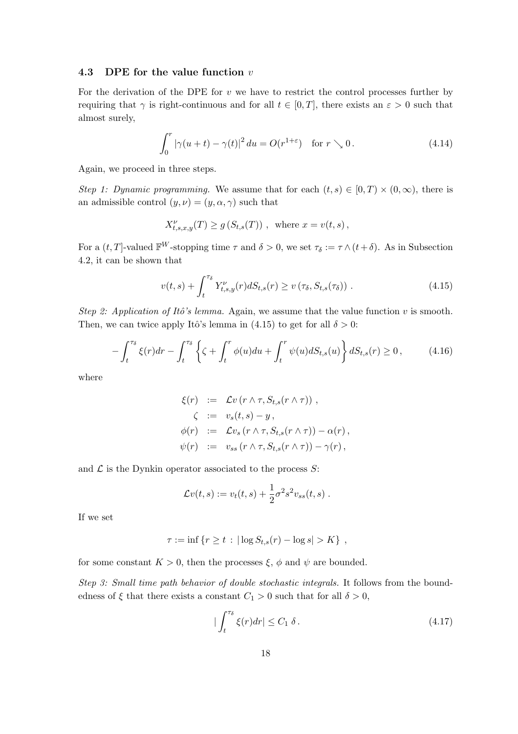### 4.3 DPE for the value function $v$

For the derivation of the DPE for $v$ we have to restrict the control processes further by requiring that $\gamma$ is right-continuous and for all $t \in [0, T]$, there exists an $\varepsilon > 0$ such that almost surely,

$$\int_0^r |\gamma(u+t) - \gamma(t)|^2 \, du = O(r^{1+\varepsilon}) \quad \text{for } r \searrow 0 \, . \tag{4.14}$$

Again, we proceed in three steps.

*Step 1: Dynamic programming.* We assume that for each $(t,s) \in [0,T) \times (0,\infty)$, there is an admissible control $(y, \nu) = (y, \alpha, \gamma)$ such that

$$X^{\nu}_{t,s,x,y}(T) \geq g\left(S_{t,s}(T)\right) \, , \quad \text{where } x = v(t,s) \, ,$$

For a $(t,T]$-valued $\mathbb{F}^W$-stopping time $\tau$ and $\delta > 0$, we set $\tau_\delta := \tau \wedge (t + \delta)$. As in Subsection 4.2, it can be shown that

$$v(t,s) + \int_t^{\tau_\delta} Y^{\nu}_{t,s,y}(r) dS_{t,s}(r) \geq v\left(\tau_\delta, S_{t,s}(\tau_\delta)\right) . \tag{4.15}$$

*Step 2: Application of Itô's lemma.* Again, we assume that the value function $v$ is smooth. Then, we can twice apply Itô's lemma in (4.15) to get for all $\delta > 0$:

$$-\int_t^{\tau_\delta} \xi(r) dr - \int_t^{\tau_\delta} \left\{ \zeta + \int_t^r \phi(u) du + \int_t^r \psi(u) dS_{t,s}(u) \right\} dS_{t,s}(r) \geq 0 \, , \tag{4.16}$$

where

$$\begin{aligned}
\xi(r) &:= \mathcal{L}v\left(r \wedge \tau, S_{t,s}(r \wedge \tau)\right) , \\
\zeta &:= v_s(t,s) - y \, , \\
\phi(r) &:= \mathcal{L}v_s\left(r \wedge \tau, S_{t,s}(r \wedge \tau)\right) - \alpha(r) \, , \\
\psi(r) &:= v_{ss}\left(r \wedge \tau, S_{t,s}(r \wedge \tau)\right) - \gamma(r) \, ,
\end{aligned}$$

and $\mathcal{L}$ is the Dynkin operator associated to the process $S$:

$$\mathcal{L}v(t,s) := v_t(t,s) + \frac{1}{2}\sigma^2 s^2 v_{ss}(t,s) \, .$$

If we set

$$\tau := \inf\left\{ r \geq t \, : \, |\log S_{t,s}(r) - \log s| > K \right\} \, ,$$

for some constant $K > 0$, then the processes $\xi$, $\phi$ and $\psi$ are bounded.

*Step 3: Small time path behavior of double stochastic integrals.* It follows from the boundedness of $\xi$ that there exists a constant $C_1 > 0$ such that for all $\delta > 0$,

$$\left| \int_t^{\tau_\delta} \xi(r) dr \right| \leq C_1 \, \delta \, . \tag{4.17}$$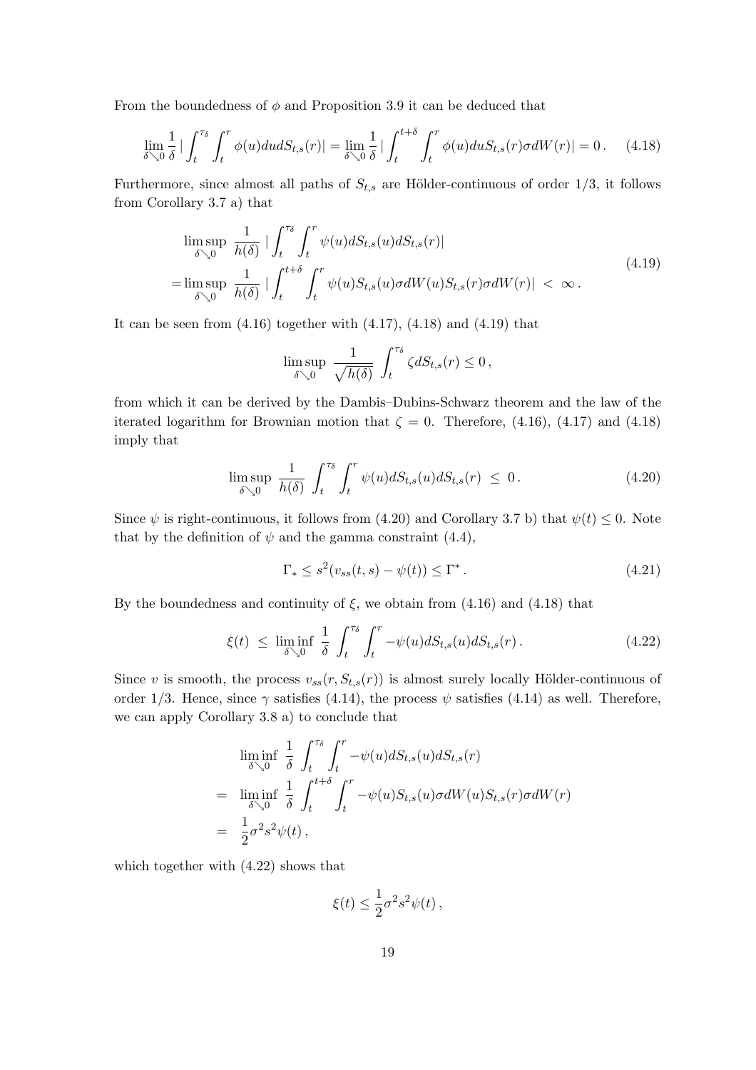From the boundedness of $\phi$ and Proposition 3.9 it can be deduced that

$$\lim_{\delta \searrow 0} \frac{1}{\delta} \left| \int_t^{\tau_\delta} \int_t^r \phi(u) du dS_{t,s}(r) \right| = \lim_{\delta \searrow 0} \frac{1}{\delta} \left| \int_t^{t+\delta} \int_t^r \phi(u) du S_{t,s}(r) \sigma dW(r) \right| = 0 \,. \tag{4.18}$$

Furthermore, since almost all paths of $S_{t,s}$ are Hölder-continuous of order 1/3, it follows from Corollary 3.7 a) that

$$\begin{aligned} &\limsup_{\delta \searrow 0} \frac{1}{h(\delta)} \left| \int_t^{\tau_\delta} \int_t^r \psi(u) dS_{t,s}(u) dS_{t,s}(r) \right| \\ =&\limsup_{\delta \searrow 0} \frac{1}{h(\delta)} \left| \int_t^{t+\delta} \int_t^r \psi(u) S_{t,s}(u) \sigma dW(u) S_{t,s}(r) \sigma dW(r) \right| < \infty \,. \end{aligned} \tag{4.19}$$

It can be seen from (4.16) together with (4.17), (4.18) and (4.19) that

$$\limsup_{\delta \searrow 0} \frac{1}{\sqrt{h(\delta)}} \int_t^{\tau_\delta} \zeta dS_{t,s}(r) \leq 0 \,,$$

from which it can be derived by the Dambis–Dubins-Schwarz theorem and the law of the iterated logarithm for Brownian motion that $\zeta = 0$. Therefore, (4.16), (4.17) and (4.18) imply that

$$\limsup_{\delta \searrow 0} \frac{1}{h(\delta)} \int_t^{\tau_\delta} \int_t^r \psi(u) dS_{t,s}(u) dS_{t,s}(r) \leq 0 \,. \tag{4.20}$$

Since $\psi$ is right-continuous, it follows from (4.20) and Corollary 3.7 b) that $\psi(t) \leq 0$. Note that by the definition of $\psi$ and the gamma constraint (4.4),

$$\Gamma_* \leq s^2 (v_{ss}(t,s) - \psi(t)) \leq \Gamma^* \,. \tag{4.21}$$

By the boundedness and continuity of $\xi$, we obtain from (4.16) and (4.18) that

$$\xi(t) \leq \liminf_{\delta \searrow 0} \frac{1}{\delta} \int_t^{\tau_\delta} \int_t^r -\psi(u) dS_{t,s}(u) dS_{t,s}(r) \,. \tag{4.22}$$

Since $v$ is smooth, the process $v_{ss}(r, S_{t,s}(r))$ is almost surely locally Hölder-continuous of order 1/3. Hence, since $\gamma$ satisfies (4.14), the process $\psi$ satisfies (4.14) as well. Therefore, we can apply Corollary 3.8 a) to conclude that

$$\begin{aligned} &\liminf_{\delta \searrow 0} \frac{1}{\delta} \int_t^{\tau_\delta} \int_t^r -\psi(u) dS_{t,s}(u) dS_{t,s}(r) \\ =& \liminf_{\delta \searrow 0} \frac{1}{\delta} \int_t^{t+\delta} \int_t^r -\psi(u) S_{t,s}(u) \sigma dW(u) S_{t,s}(r) \sigma dW(r) \\ =& \frac{1}{2} \sigma^2 s^2 \psi(t) \,, \end{aligned}$$

which together with (4.22) shows that

$$\xi(t) \leq \frac{1}{2} \sigma^2 s^2 \psi(t) \,,$$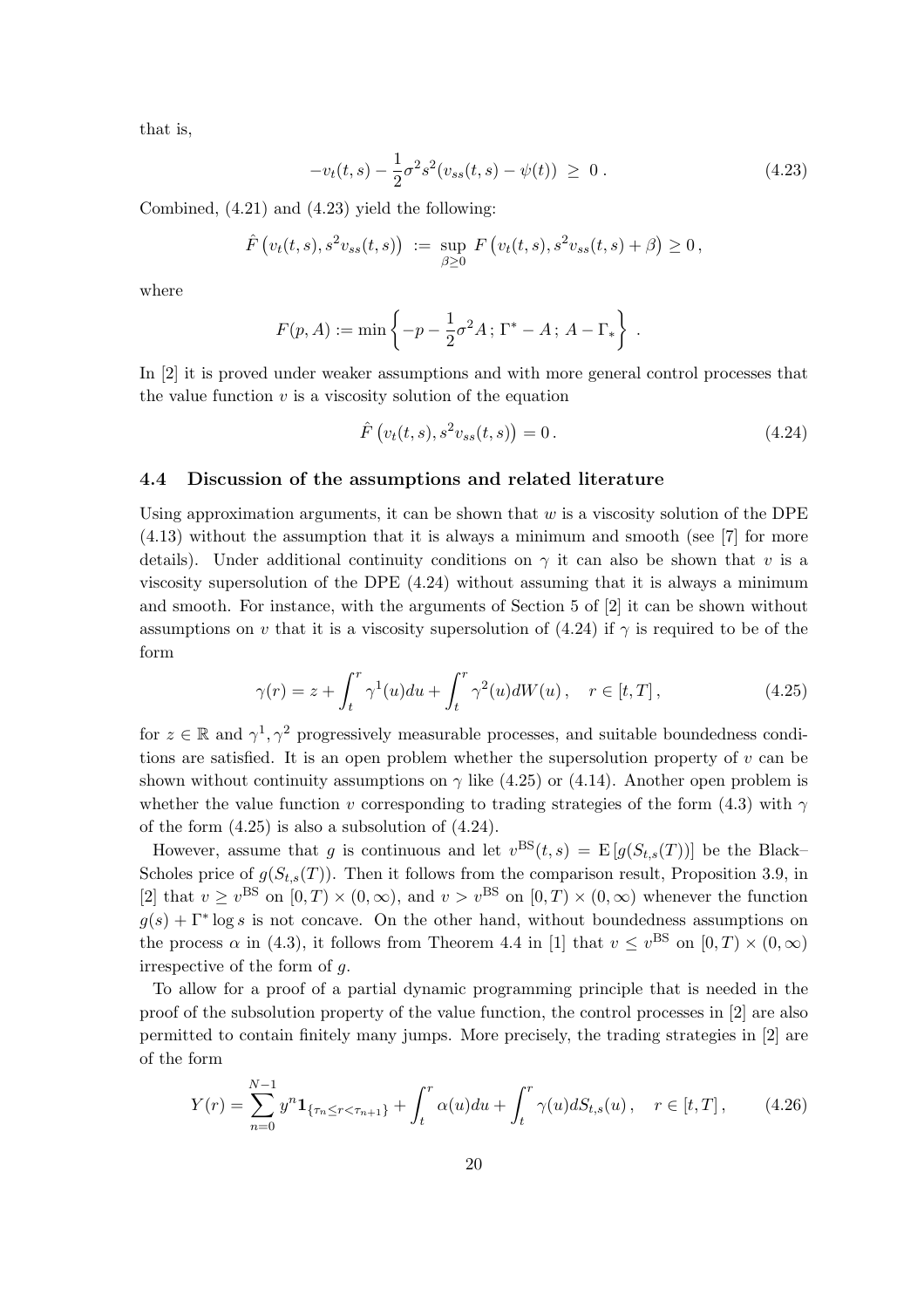that is,

$$-v_t(t,s) - \frac{1}{2}\sigma^2 s^2 (v_{ss}(t,s) - \psi(t)) \ \geq \ 0\,. \tag{4.23}$$

Combined, (4.21) and (4.23) yield the following:

$$\hat{F}\left(v_t(t,s), s^2 v_{ss}(t,s)\right) \ := \ \sup_{\beta \geq 0} \ F\left(v_t(t,s), s^2 v_{ss}(t,s) + \beta\right) \geq 0\,,$$

where

$$F(p, A) := \min\left\{ -p - \frac{1}{2}\sigma^2 A\,;\, \Gamma^* - A\,;\, A - \Gamma_* \right\}\,.$$

In [2] it is proved under weaker assumptions and with more general control processes that the value function $v$ is a viscosity solution of the equation

$$\hat{F}\left(v_t(t,s), s^2 v_{ss}(t,s)\right) = 0\,. \tag{4.24}$$

### 4.4 Discussion of the assumptions and related literature

Using approximation arguments, it can be shown that $w$ is a viscosity solution of the DPE (4.13) without the assumption that it is always a minimum and smooth (see [7] for more details). Under additional continuity conditions on $\gamma$ it can also be shown that $v$ is a viscosity supersolution of the DPE (4.24) without assuming that it is always a minimum and smooth. For instance, with the arguments of Section 5 of [2] it can be shown without assumptions on $v$ that it is a viscosity supersolution of (4.24) if $\gamma$ is required to be of the form

$$\gamma(r) = z + \int_t^r \gamma^1(u)du + \int_t^r \gamma^2(u)dW(u)\,, \quad r \in [t, T]\,, \tag{4.25}$$

for $z \in \mathbb{R}$ and $\gamma^1, \gamma^2$ progressively measurable processes, and suitable boundedness conditions are satisfied. It is an open problem whether the supersolution property of $v$ can be shown without continuity assumptions on $\gamma$ like (4.25) or (4.14). Another open problem is whether the value function $v$ corresponding to trading strategies of the form (4.3) with $\gamma$ of the form (4.25) is also a subsolution of (4.24).

However, assume that $g$ is continuous and let $v^{\mathrm{BS}}(t,s) = \mathrm{E}\left[g(S_{t,s}(T))\right]$ be the Black–Scholes price of $g(S_{t,s}(T))$. Then it follows from the comparison result, Proposition 3.9, in [2] that $v \geq v^{\mathrm{BS}}$ on $[0,T) \times (0,\infty)$, and $v > v^{\mathrm{BS}}$ on $[0,T) \times (0,\infty)$ whenever the function $g(s) + \Gamma^* \log s$ is not concave. On the other hand, without boundedness assumptions on the process $\alpha$ in (4.3), it follows from Theorem 4.4 in [1] that $v \leq v^{\mathrm{BS}}$ on $[0,T) \times (0,\infty)$ irrespective of the form of $g$.

To allow for a proof of a partial dynamic programming principle that is needed in the proof of the subsolution property of the value function, the control processes in [2] are also permitted to contain finitely many jumps. More precisely, the trading strategies in [2] are of the form

$$Y(r) = \sum_{n=0}^{N-1} y^n \mathbf{1}_{\{\tau_n \leq r < \tau_{n+1}\}} + \int_t^r \alpha(u)du + \int_t^r \gamma(u)dS_{t,s}(u)\,, \quad r \in [t, T]\,, \tag{4.26}$$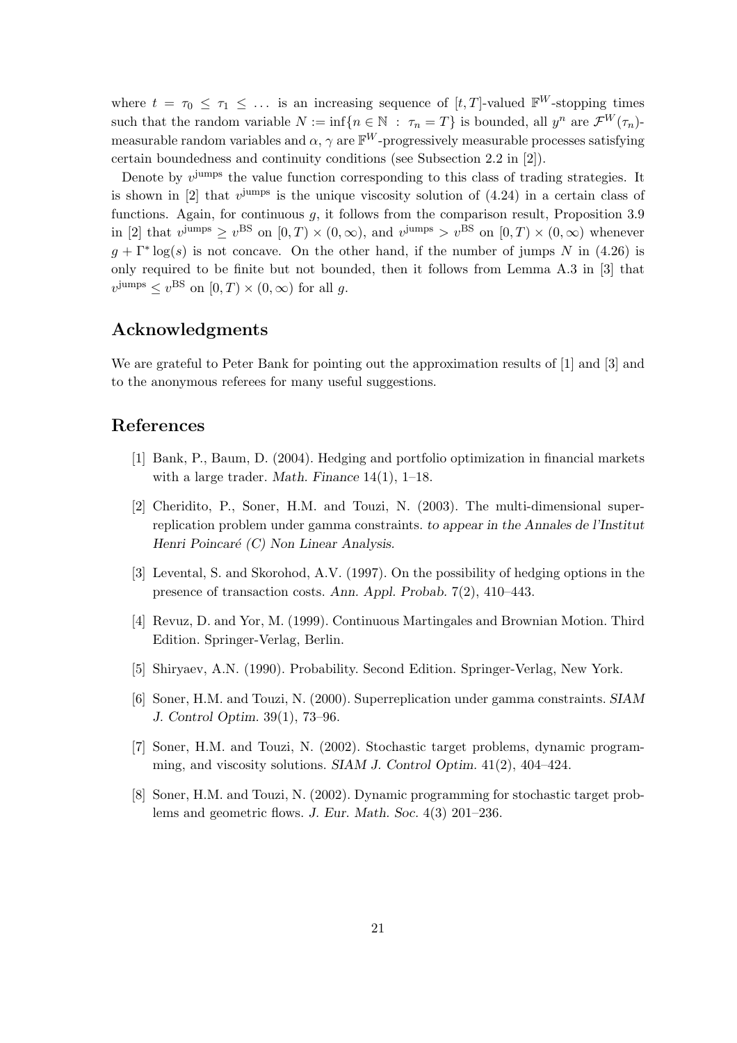where $t = \tau_0 \leq \tau_1 \leq \ldots$ is an increasing sequence of $[t,T]$-valued $\mathbb{F}^W$-stopping times such that the random variable $N := \inf\{n \in \mathbb{N} \, : \, \tau_n = T\}$ is bounded, all $y^n$ are $\mathcal{F}^W(\tau_n)$-measurable random variables and $\alpha$, $\gamma$ are $\mathbb{F}^W$-progressively measurable processes satisfying certain boundedness and continuity conditions (see Subsection 2.2 in [2]).

Denote by $v^{\text{jumps}}$ the value function corresponding to this class of trading strategies. It is shown in [2] that $v^{\text{jumps}}$ is the unique viscosity solution of (4.24) in a certain class of functions. Again, for continuous $g$, it follows from the comparison result, Proposition 3.9 in [2] that $v^{\text{jumps}} \geq v^{\text{BS}}$ on $[0,T) \times (0,\infty)$, and $v^{\text{jumps}} > v^{\text{BS}}$ on $[0,T) \times (0,\infty)$ whenever $g + \Gamma^* \log(s)$ is not concave. On the other hand, if the number of jumps $N$ in (4.26) is only required to be finite but not bounded, then it follows from Lemma A.3 in [3] that $v^{\text{jumps}} \leq v^{\text{BS}}$ on $[0,T) \times (0,\infty)$ for all $g$.

## Acknowledgments

We are grateful to Peter Bank for pointing out the approximation results of [1] and [3] and to the anonymous referees for many useful suggestions.

## References

[1] Bank, P., Baum, D. (2004). Hedging and portfolio optimization in financial markets with a large trader. *Math. Finance* 14(1), 1–18.

[2] Cheridito, P., Soner, H.M. and Touzi, N. (2003). The multi-dimensional super-replication problem under gamma constraints. *to appear in the Annales de l'Institut Henri Poincaré (C) Non Linear Analysis*.

[3] Levental, S. and Skorohod, A.V. (1997). On the possibility of hedging options in the presence of transaction costs. *Ann. Appl. Probab.* 7(2), 410–443.

[4] Revuz, D. and Yor, M. (1999). Continuous Martingales and Brownian Motion. Third Edition. Springer-Verlag, Berlin.

[5] Shiryaev, A.N. (1990). Probability. Second Edition. Springer-Verlag, New York.

[6] Soner, H.M. and Touzi, N. (2000). Superreplication under gamma constraints. *SIAM J. Control Optim.* 39(1), 73–96.

[7] Soner, H.M. and Touzi, N. (2002). Stochastic target problems, dynamic programming, and viscosity solutions. *SIAM J. Control Optim.* 41(2), 404–424.

[8] Soner, H.M. and Touzi, N. (2002). Dynamic programming for stochastic target problems and geometric flows. *J. Eur. Math. Soc.* 4(3) 201–236.